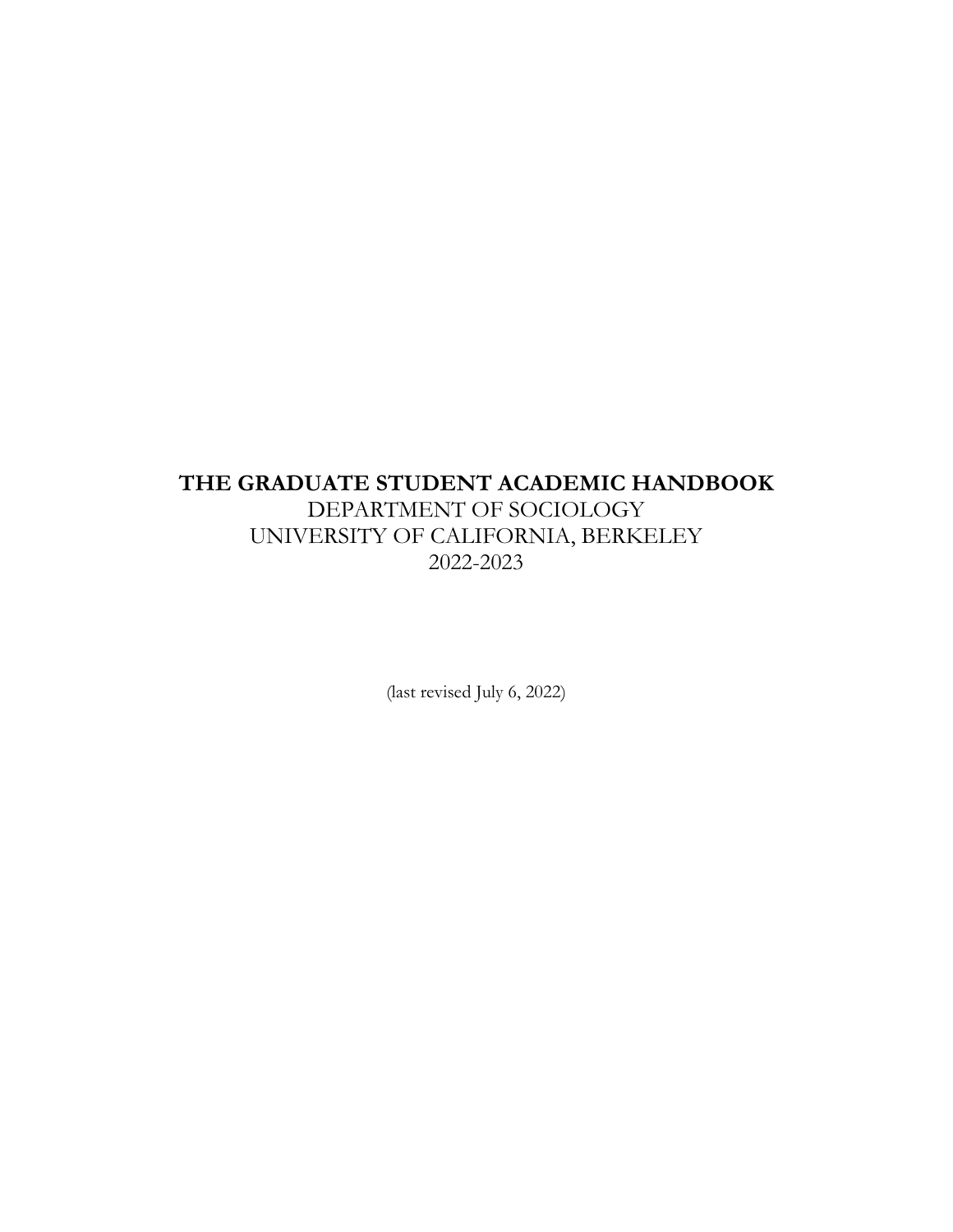# THE GRADUATE STUDENT ACADEMIC HANDBOOK

DEPARTMENT OF SOCIOLOGY

UNIVERSITY OF CALIFORNIA, BERKELEY

2022-2023

(last revised July 6, 2022)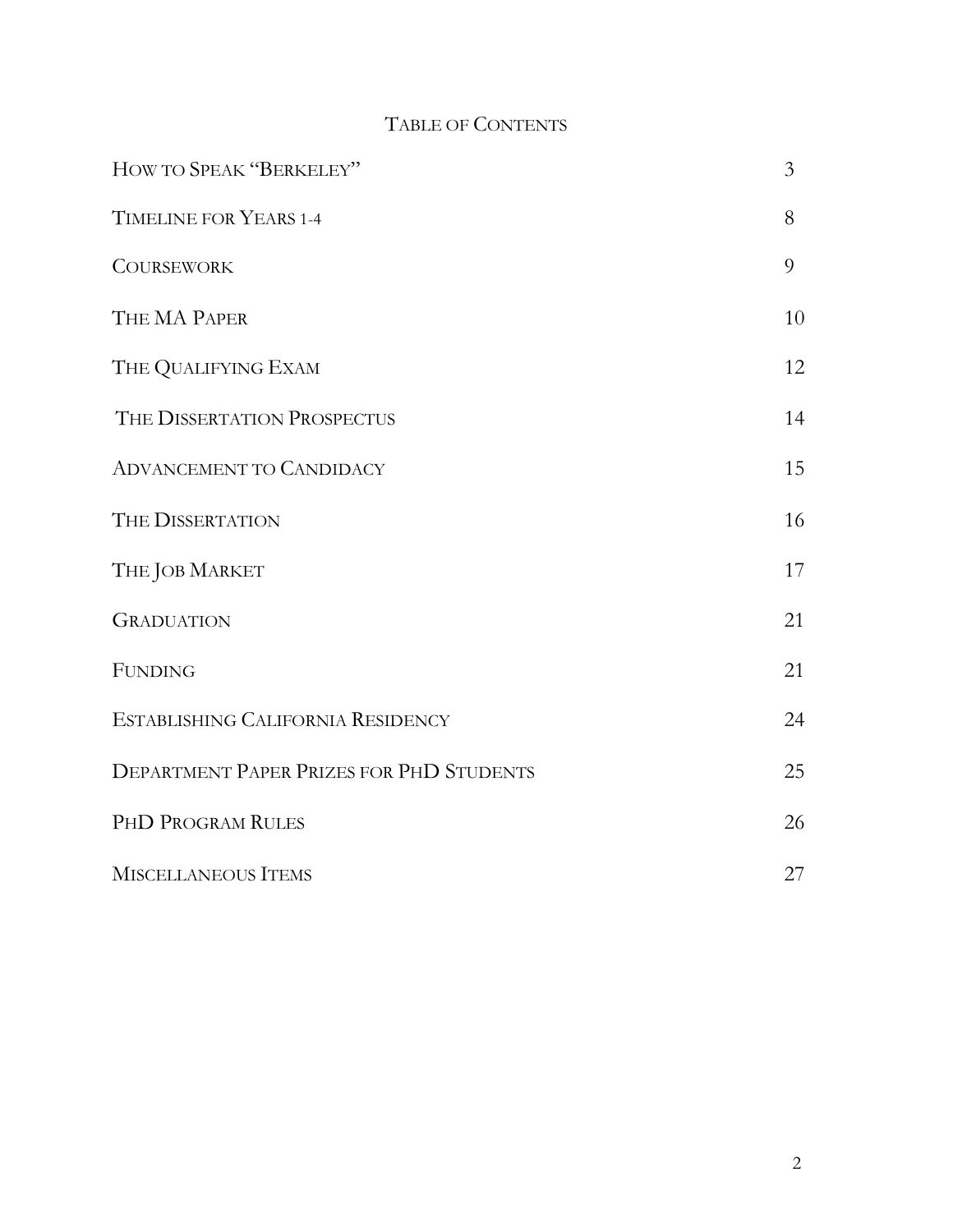# TABLE OF CONTENTS

| | |
|---|---|
| HOW TO SPEAK "BERKELEY" | 3 |
| TIMELINE FOR YEARS 1-4 | 8 |
| COURSEWORK | 9 |
| THE MA PAPER | 10 |
| THE QUALIFYING EXAM | 12 |
| THE DISSERTATION PROSPECTUS | 14 |
| ADVANCEMENT TO CANDIDACY | 15 |
| THE DISSERTATION | 16 |
| THE JOB MARKET | 17 |
| GRADUATION | 21 |
| FUNDING | 21 |
| ESTABLISHING CALIFORNIA RESIDENCY | 24 |
| DEPARTMENT PAPER PRIZES FOR PHD STUDENTS | 25 |
| PHD PROGRAM RULES | 26 |
| MISCELLANEOUS ITEMS | 27 |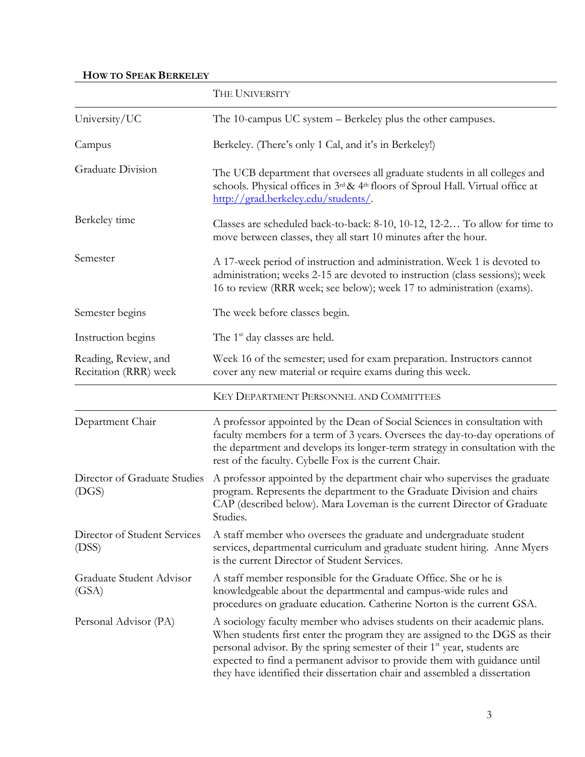## HOW TO SPEAK BERKELEY

| | THE UNIVERSITY |
|---|---|
| University/UC | The 10-campus UC system – Berkeley plus the other campuses. |
| Campus | Berkeley. (There's only 1 Cal, and it's in Berkeley!) |
| Graduate Division | The UCB department that oversees all graduate students in all colleges and schools. Physical offices in 3rd & 4th floors of Sproul Hall. Virtual office at http://grad.berkeley.edu/students/. |
| Berkeley time | Classes are scheduled back-to-back: 8-10, 10-12, 12-2… To allow for time to move between classes, they all start 10 minutes after the hour. |
| Semester | A 17-week period of instruction and administration. Week 1 is devoted to administration; weeks 2-15 are devoted to instruction (class sessions); week 16 to review (RRR week; see below); week 17 to administration (exams). |
| Semester begins | The week before classes begin. |
| Instruction begins | The 1st day classes are held. |
| Reading, Review, and Recitation (RRR) week | Week 16 of the semester; used for exam preparation. Instructors cannot cover any new material or require exams during this week. |
| | KEY DEPARTMENT PERSONNEL AND COMMITTEES |
| Department Chair | A professor appointed by the Dean of Social Sciences in consultation with faculty members for a term of 3 years. Oversees the day-to-day operations of the department and develops its longer-term strategy in consultation with the rest of the faculty. Cybelle Fox is the current Chair. |
| Director of Graduate Studies (DGS) | A professor appointed by the department chair who supervises the graduate program. Represents the department to the Graduate Division and chairs CAP (described below). Mara Loveman is the current Director of Graduate Studies. |
| Director of Student Services (DSS) | A staff member who oversees the graduate and undergraduate student services, departmental curriculum and graduate student hiring. Anne Myers is the current Director of Student Services. |
| Graduate Student Advisor (GSA) | A staff member responsible for the Graduate Office. She or he is knowledgeable about the departmental and campus-wide rules and procedures on graduate education. Catherine Norton is the current GSA. |
| Personal Advisor (PA) | A sociology faculty member who advises students on their academic plans. When students first enter the program they are assigned to the DGS as their personal advisor. By the spring semester of their 1st year, students are expected to find a permanent advisor to provide them with guidance until they have identified their dissertation chair and assembled a dissertation |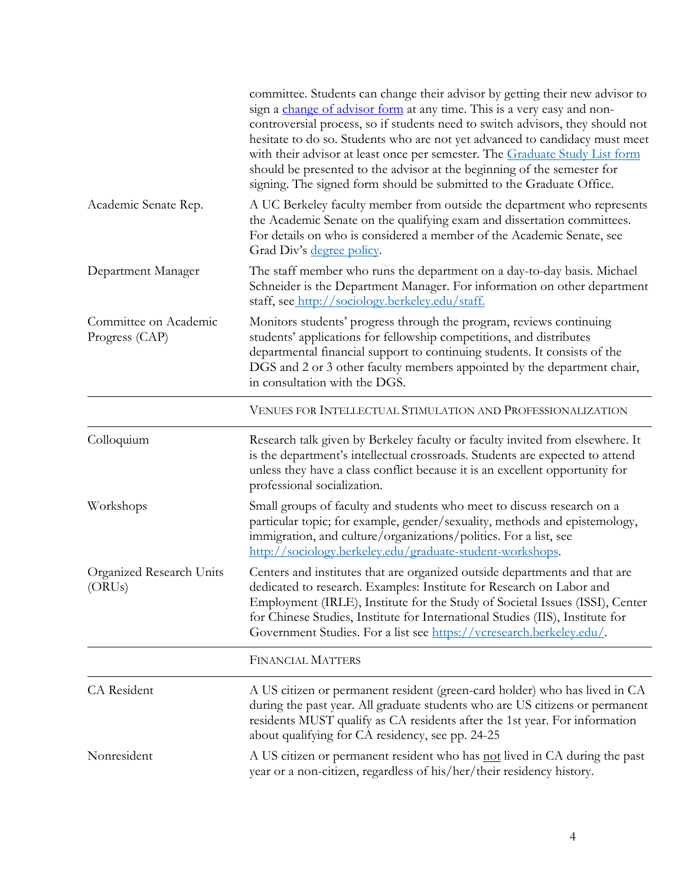| | |
|---|---|
| | committee. Students can change their advisor by getting their new advisor to sign a [change of advisor form](#) at any time. This is a very easy and non-controversial process, so if students need to switch advisors, they should not hesitate to do so. Students who are not yet advanced to candidacy must meet with their advisor at least once per semester. The [Graduate Study List form](#) should be presented to the advisor at the beginning of the semester for signing. The signed form should be submitted to the Graduate Office. |
| Academic Senate Rep. | A UC Berkeley faculty member from outside the department who represents the Academic Senate on the qualifying exam and dissertation committees. For details on who is considered a member of the Academic Senate, see Grad Div's [degree policy](#). |
| Department Manager | The staff member who runs the department on a day-to-day basis. Michael Schneider is the Department Manager. For information on other department staff, see http://sociology.berkeley.edu/staff. |
| Committee on Academic Progress (CAP) | Monitors students' progress through the program, reviews continuing students' applications for fellowship competitions, and distributes departmental financial support to continuing students. It consists of the DGS and 2 or 3 other faculty members appointed by the department chair, in consultation with the DGS. |
| | **VENUES FOR INTELLECTUAL STIMULATION AND PROFESSIONALIZATION** |
| Colloquium | Research talk given by Berkeley faculty or faculty invited from elsewhere. It is the department's intellectual crossroads. Students are expected to attend unless they have a class conflict because it is an excellent opportunity for professional socialization. |
| Workshops | Small groups of faculty and students who meet to discuss research on a particular topic; for example, gender/sexuality, methods and epistemology, immigration, and culture/organizations/politics. For a list, see http://sociology.berkeley.edu/graduate-student-workshops. |
| Organized Research Units (ORUs) | Centers and institutes that are organized outside departments and that are dedicated to research. Examples: Institute for Research on Labor and Employment (IRLE), Institute for the Study of Societal Issues (ISSI), Center for Chinese Studies, Institute for International Studies (IIS), Institute for Government Studies. For a list see https://vcresearch.berkeley.edu/. |
| | **FINANCIAL MATTERS** |
| CA Resident | A US citizen or permanent resident (green-card holder) who has lived in CA during the past year. All graduate students who are US citizens or permanent residents MUST qualify as CA residents after the 1st year. For information about qualifying for CA residency, see pp. 24-25 |
| Nonresident | A US citizen or permanent resident who has <u>not</u> lived in CA during the past year or a non-citizen, regardless of his/her/their residency history. |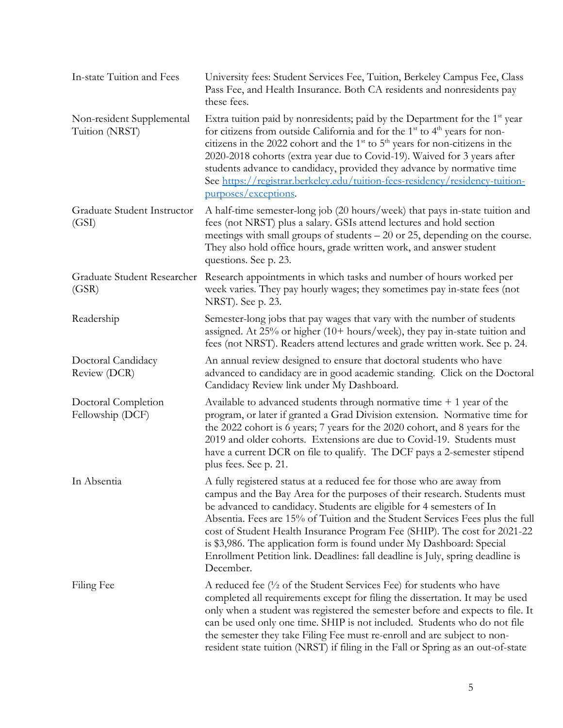| | |
|---|---|
| In-state Tuition and Fees | University fees: Student Services Fee, Tuition, Berkeley Campus Fee, Class Pass Fee, and Health Insurance. Both CA residents and nonresidents pay these fees. |
| Non-resident Supplemental Tuition (NRST) | Extra tuition paid by nonresidents; paid by the Department for the 1st year for citizens from outside California and for the 1st to 4th years for non-citizens in the 2022 cohort and the 1st to 5th years for non-citizens in the 2020-2018 cohorts (extra year due to Covid-19). Waived for 3 years after students advance to candidacy, provided they advance by normative time See [https://registrar.berkeley.edu/tuition-fees-residency/residency-tuition-purposes/exceptions](https://registrar.berkeley.edu/tuition-fees-residency/residency-tuition-purposes/exceptions). |
| Graduate Student Instructor (GSI) | A half-time semester-long job (20 hours/week) that pays in-state tuition and fees (not NRST) plus a salary. GSIs attend lectures and hold section meetings with small groups of students – 20 or 25, depending on the course. They also hold office hours, grade written work, and answer student questions. See p. 23. |
| Graduate Student Researcher (GSR) | Research appointments in which tasks and number of hours worked per week varies. They pay hourly wages; they sometimes pay in-state fees (not NRST). See p. 23. |
| Readership | Semester-long jobs that pay wages that vary with the number of students assigned. At 25% or higher (10+ hours/week), they pay in-state tuition and fees (not NRST). Readers attend lectures and grade written work. See p. 24. |
| Doctoral Candidacy Review (DCR) | An annual review designed to ensure that doctoral students who have advanced to candidacy are in good academic standing. Click on the Doctoral Candidacy Review link under My Dashboard. |
| Doctoral Completion Fellowship (DCF) | Available to advanced students through normative time + 1 year of the program, or later if granted a Grad Division extension. Normative time for the 2022 cohort is 6 years; 7 years for the 2020 cohort, and 8 years for the 2019 and older cohorts. Extensions are due to Covid-19. Students must have a current DCR on file to qualify. The DCF pays a 2-semester stipend plus fees. See p. 21. |
| In Absentia | A fully registered status at a reduced fee for those who are away from campus and the Bay Area for the purposes of their research. Students must be advanced to candidacy. Students are eligible for 4 semesters of In Absentia. Fees are 15% of Tuition and the Student Services Fees plus the full cost of Student Health Insurance Program Fee (SHIP). The cost for 2021-22 is $3,986. The application form is found under My Dashboard: Special Enrollment Petition link. Deadlines: fall deadline is July, spring deadline is December. |
| Filing Fee | A reduced fee (½ of the Student Services Fee) for students who have completed all requirements except for filing the dissertation. It may be used only when a student was registered the semester before and expects to file. It can be used only one time. SHIP is not included. Students who do not file the semester they take Filing Fee must re-enroll and are subject to non-resident state tuition (NRST) if filing in the Fall or Spring as an out-of-state |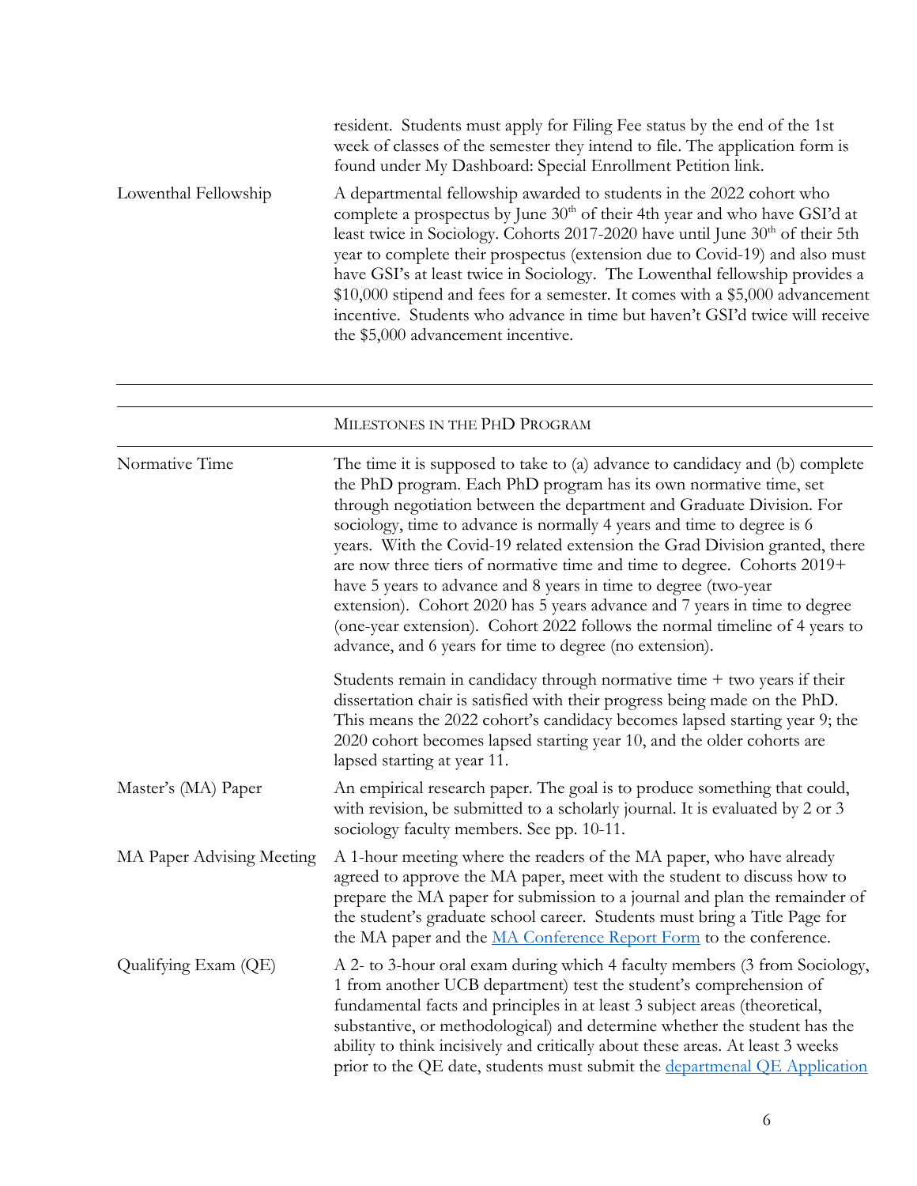| | |
|---|---|
| | resident. Students must apply for Filing Fee status by the end of the 1st week of classes of the semester they intend to file. The application form is found under My Dashboard: Special Enrollment Petition link. |
| Lowenthal Fellowship | A departmental fellowship awarded to students in the 2022 cohort who complete a prospectus by June 30th of their 4th year and who have GSI'd at least twice in Sociology. Cohorts 2017-2020 have until June 30th of their 5th year to complete their prospectus (extension due to Covid-19) and also must have GSI's at least twice in Sociology. The Lowenthal fellowship provides a $10,000 stipend and fees for a semester. It comes with a $5,000 advancement incentive. Students who advance in time but haven't GSI'd twice will receive the $5,000 advancement incentive. |

| | MILESTONES IN THE PHD PROGRAM |
|---|---|
| Normative Time | The time it is supposed to take to (a) advance to candidacy and (b) complete the PhD program. Each PhD program has its own normative time, set through negotiation between the department and Graduate Division. For sociology, time to advance is normally 4 years and time to degree is 6 years. With the Covid-19 related extension the Grad Division granted, there are now three tiers of normative time and time to degree. Cohorts 2019+ have 5 years to advance and 8 years in time to degree (two-year extension). Cohort 2020 has 5 years advance and 7 years in time to degree (one-year extension). Cohort 2022 follows the normal timeline of 4 years to advance, and 6 years for time to degree (no extension).<br><br>Students remain in candidacy through normative time + two years if their dissertation chair is satisfied with their progress being made on the PhD. This means the 2022 cohort's candidacy becomes lapsed starting year 9; the 2020 cohort becomes lapsed starting year 10, and the older cohorts are lapsed starting at year 11. |
| Master's (MA) Paper | An empirical research paper. The goal is to produce something that could, with revision, be submitted to a scholarly journal. It is evaluated by 2 or 3 sociology faculty members. See pp. 10-11. |
| MA Paper Advising Meeting | A 1-hour meeting where the readers of the MA paper, who have already agreed to approve the MA paper, meet with the student to discuss how to prepare the MA paper for submission to a journal and plan the remainder of the student's graduate school career. Students must bring a Title Page for the MA paper and the [MA Conference Report Form] to the conference. |
| Qualifying Exam (QE) | A 2- to 3-hour oral exam during which 4 faculty members (3 from Sociology, 1 from another UCB department) test the student's comprehension of fundamental facts and principles in at least 3 subject areas (theoretical, substantive, or methodological) and determine whether the student has the ability to think incisively and critically about these areas. At least 3 weeks prior to the QE date, students must submit the [departmenal QE Application] |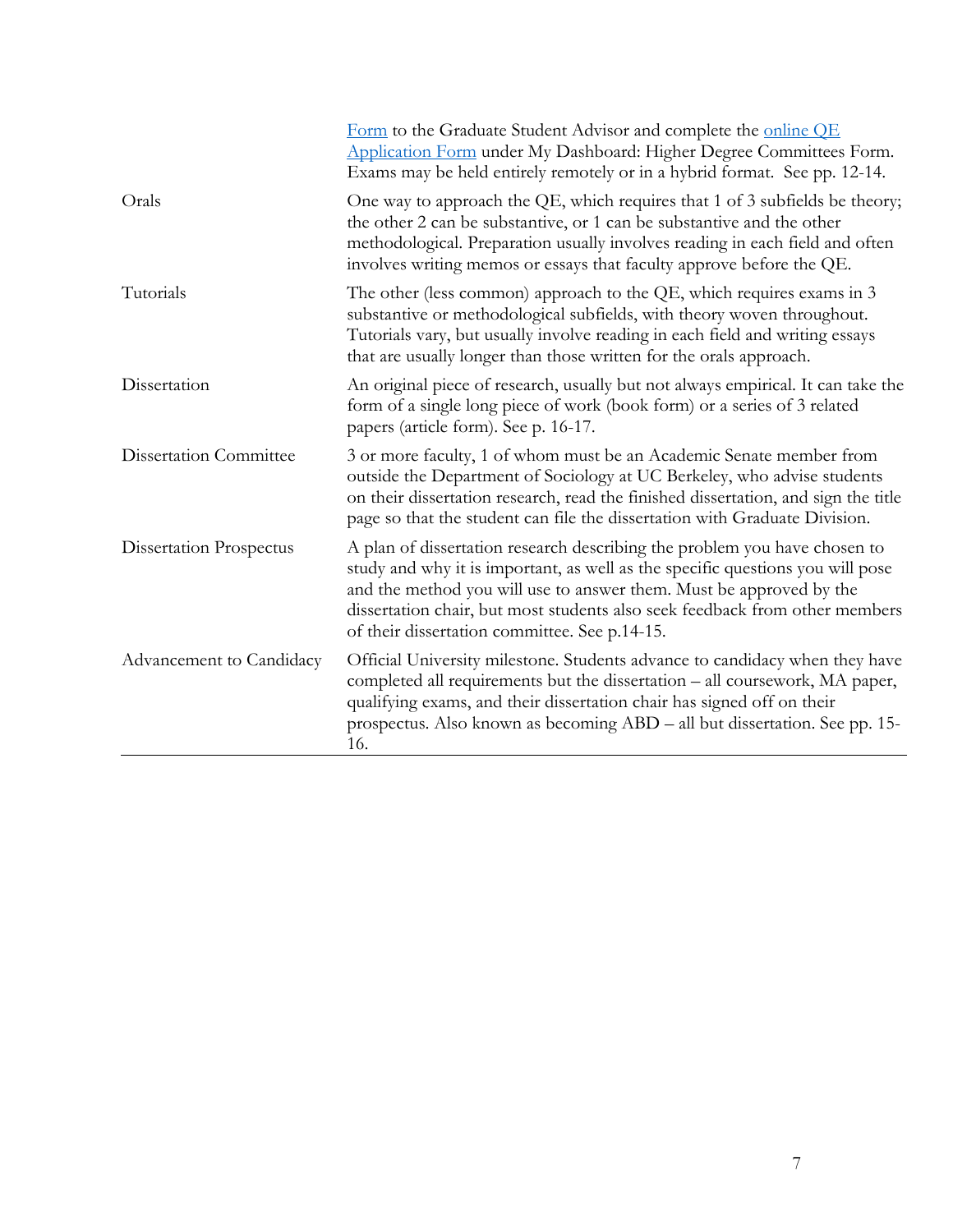| | |
|---|---|
| | Form to the Graduate Student Advisor and complete the online QE Application Form under My Dashboard: Higher Degree Committees Form. Exams may be held entirely remotely or in a hybrid format. See pp. 12-14. |
| Orals | One way to approach the QE, which requires that 1 of 3 subfields be theory; the other 2 can be substantive, or 1 can be substantive and the other methodological. Preparation usually involves reading in each field and often involves writing memos or essays that faculty approve before the QE. |
| Tutorials | The other (less common) approach to the QE, which requires exams in 3 substantive or methodological subfields, with theory woven throughout. Tutorials vary, but usually involve reading in each field and writing essays that are usually longer than those written for the orals approach. |
| Dissertation | An original piece of research, usually but not always empirical. It can take the form of a single long piece of work (book form) or a series of 3 related papers (article form). See p. 16-17. |
| Dissertation Committee | 3 or more faculty, 1 of whom must be an Academic Senate member from outside the Department of Sociology at UC Berkeley, who advise students on their dissertation research, read the finished dissertation, and sign the title page so that the student can file the dissertation with Graduate Division. |
| Dissertation Prospectus | A plan of dissertation research describing the problem you have chosen to study and why it is important, as well as the specific questions you will pose and the method you will use to answer them. Must be approved by the dissertation chair, but most students also seek feedback from other members of their dissertation committee. See p.14-15. |
| Advancement to Candidacy | Official University milestone. Students advance to candidacy when they have completed all requirements but the dissertation – all coursework, MA paper, qualifying exams, and their dissertation chair has signed off on their prospectus. Also known as becoming ABD – all but dissertation. See pp. 15-16. |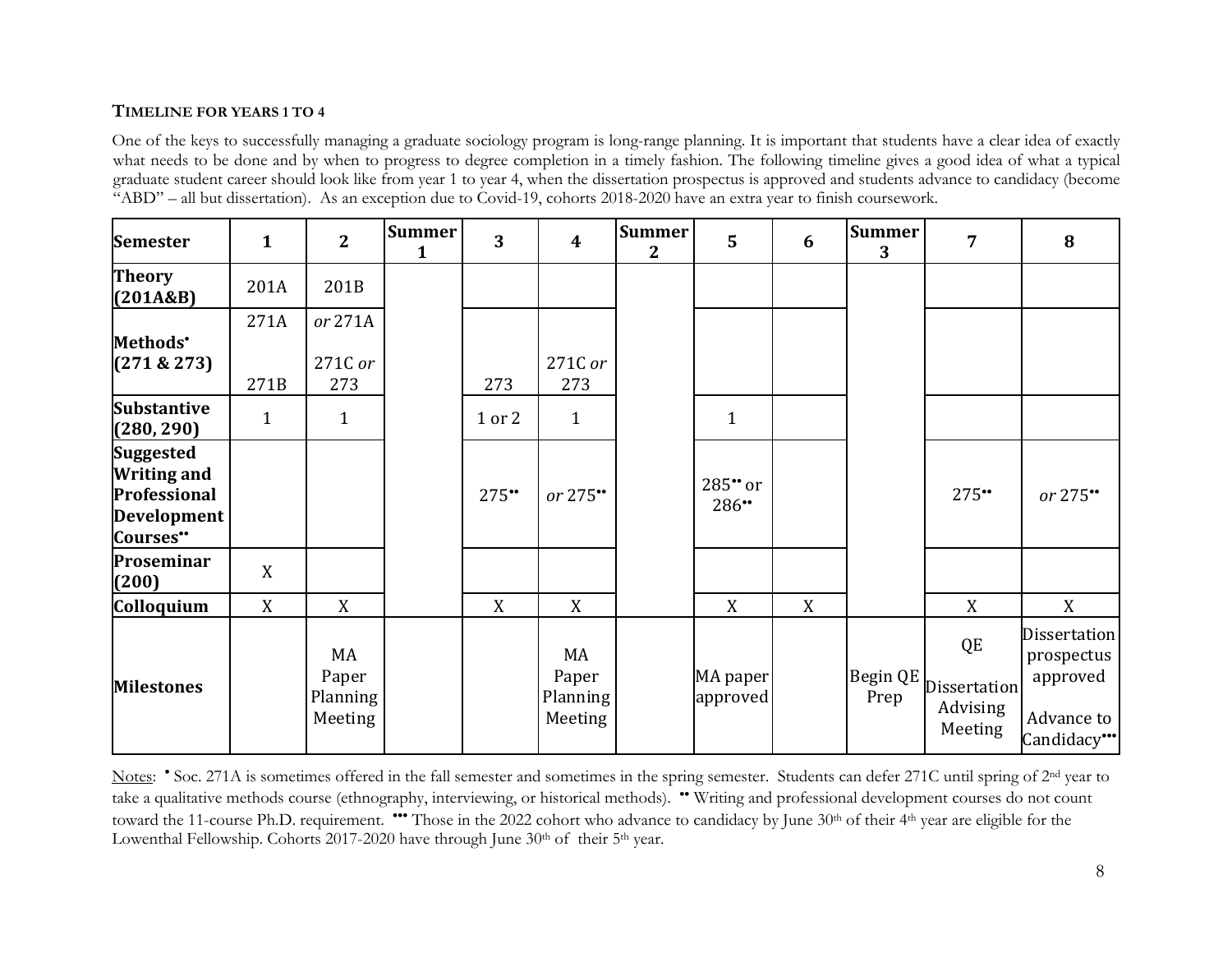**TIMELINE FOR YEARS 1 TO 4**

One of the keys to successfully managing a graduate sociology program is long-range planning. It is important that students have a clear idea of exactly what needs to be done and by when to progress to degree completion in a timely fashion. The following timeline gives a good idea of what a typical graduate student career should look like from year 1 to year 4, when the dissertation prospectus is approved and students advance to candidacy (become "ABD" – all but dissertation). As an exception due to Covid-19, cohorts 2018-2020 have an extra year to finish coursework.

| Semester | 1 | 2 | Summer 1 | 3 | 4 | Summer 2 | 5 | 6 | Summer 3 | 7 | 8 |
|---|---|---|---|---|---|---|---|---|---|---|---|
| **Theory (201A&B)** | 201A | 201B | | | | | | | | | |
| **Methods• (271 & 273)** | 271A<br>271B | *or* 271A<br>271C *or* 273 | | 273 | 271C *or* 273 | | | | | | |
| **Substantive (280, 290)** | 1 | 1 | | 1 or 2 | 1 | | 1 | | | | |
| **Suggested Writing and Professional Development Courses••** | | | | 275•• | *or* 275•• | | 285•• or 286•• | | | 275•• | *or* 275•• |
| **Proseminar (200)** | X | | | | | | | | | | |
| **Colloquium** | X | X | | X | X | | X | X | | X | X |
| **Milestones** | | MA Paper Planning Meeting | | | MA Paper Planning Meeting | | MA paper approved | | Begin QE Prep | QE<br>Dissertation Advising Meeting | Dissertation prospectus approved<br>Advance to Candidacy••• |

Notes: • Soc. 271A is sometimes offered in the fall semester and sometimes in the spring semester. Students can defer 271C until spring of 2nd year to take a qualitative methods course (ethnography, interviewing, or historical methods). •• Writing and professional development courses do not count toward the 11-course Ph.D. requirement. ••• Those in the 2022 cohort who advance to candidacy by June 30th of their 4th year are eligible for the Lowenthal Fellowship. Cohorts 2017-2020 have through June 30th of their 5th year.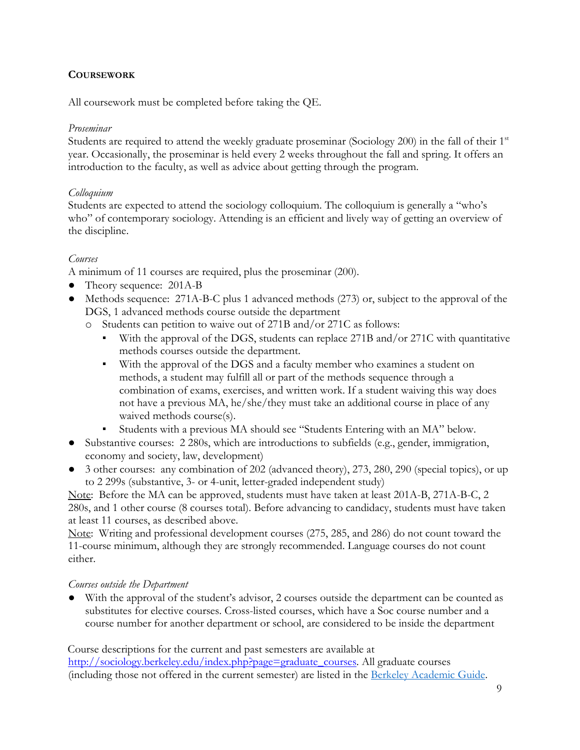## COURSEWORK

All coursework must be completed before taking the QE.

*Proseminar*
Students are required to attend the weekly graduate proseminar (Sociology 200) in the fall of their 1st year. Occasionally, the proseminar is held every 2 weeks throughout the fall and spring. It offers an introduction to the faculty, as well as advice about getting through the program.

*Colloquium*
Students are expected to attend the sociology colloquium. The colloquium is generally a "who's who" of contemporary sociology. Attending is an efficient and lively way of getting an overview of the discipline.

*Courses*
A minimum of 11 courses are required, plus the proseminar (200).

- Theory sequence: 201A-B
- Methods sequence: 271A-B-C plus 1 advanced methods (273) or, subject to the approval of the DGS, 1 advanced methods course outside the department
  - Students can petition to waive out of 271B and/or 271C as follows:
    - With the approval of the DGS, students can replace 271B and/or 271C with quantitative methods courses outside the department.
    - With the approval of the DGS and a faculty member who examines a student on methods, a student may fulfill all or part of the methods sequence through a combination of exams, exercises, and written work. If a student waiving this way does not have a previous MA, he/she/they must take an additional course in place of any waived methods course(s).
    - Students with a previous MA should see "Students Entering with an MA" below.
- Substantive courses: 2 280s, which are introductions to subfields (e.g., gender, immigration, economy and society, law, development)
- 3 other courses: any combination of 202 (advanced theory), 273, 280, 290 (special topics), or up to 2 299s (substantive, 3- or 4-unit, letter-graded independent study)

<u>Note</u>: Before the MA can be approved, students must have taken at least 201A-B, 271A-B-C, 2 280s, and 1 other course (8 courses total). Before advancing to candidacy, students must have taken at least 11 courses, as described above.
<u>Note</u>: Writing and professional development courses (275, 285, and 286) do not count toward the 11-course minimum, although they are strongly recommended. Language courses do not count either.

*Courses outside the Department*

- With the approval of the student's advisor, 2 courses outside the department can be counted as substitutes for elective courses. Cross-listed courses, which have a Soc course number and a course number for another department or school, are considered to be inside the department

Course descriptions for the current and past semesters are available at [http://sociology.berkeley.edu/index.php?page=graduate_courses](http://sociology.berkeley.edu/index.php?page=graduate_courses). All graduate courses (including those not offered in the current semester) are listed in the [Berkeley Academic Guide](#).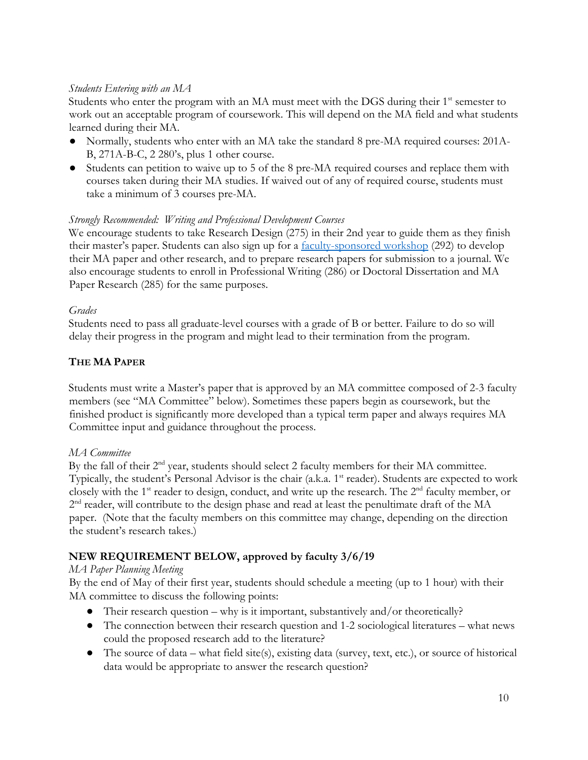*Students Entering with an MA*

Students who enter the program with an MA must meet with the DGS during their 1st semester to work out an acceptable program of coursework. This will depend on the MA field and what students learned during their MA.

- Normally, students who enter with an MA take the standard 8 pre-MA required courses: 201A-B, 271A-B-C, 2 280's, plus 1 other course.
- Students can petition to waive up to 5 of the 8 pre-MA required courses and replace them with courses taken during their MA studies. If waived out of any of required course, students must take a minimum of 3 courses pre-MA.

*Strongly Recommended: Writing and Professional Development Courses*

We encourage students to take Research Design (275) in their 2nd year to guide them as they finish their master's paper. Students can also sign up for a faculty-sponsored workshop (292) to develop their MA paper and other research, and to prepare research papers for submission to a journal. We also encourage students to enroll in Professional Writing (286) or Doctoral Dissertation and MA Paper Research (285) for the same purposes.

*Grades*

Students need to pass all graduate-level courses with a grade of B or better. Failure to do so will delay their progress in the program and might lead to their termination from the program.

## THE MA PAPER

Students must write a Master's paper that is approved by an MA committee composed of 2-3 faculty members (see "MA Committee" below). Sometimes these papers begin as coursework, but the finished product is significantly more developed than a typical term paper and always requires MA Committee input and guidance throughout the process.

*MA Committee*

By the fall of their 2nd year, students should select 2 faculty members for their MA committee. Typically, the student's Personal Advisor is the chair (a.k.a. 1st reader). Students are expected to work closely with the 1st reader to design, conduct, and write up the research. The 2nd faculty member, or 2nd reader, will contribute to the design phase and read at least the penultimate draft of the MA paper. (Note that the faculty members on this committee may change, depending on the direction the student's research takes.)

**NEW REQUIREMENT BELOW, approved by faculty 3/6/19**

*MA Paper Planning Meeting*

By the end of May of their first year, students should schedule a meeting (up to 1 hour) with their MA committee to discuss the following points:

- Their research question – why is it important, substantively and/or theoretically?
- The connection between their research question and 1-2 sociological literatures – what news could the proposed research add to the literature?
- The source of data – what field site(s), existing data (survey, text, etc.), or source of historical data would be appropriate to answer the research question?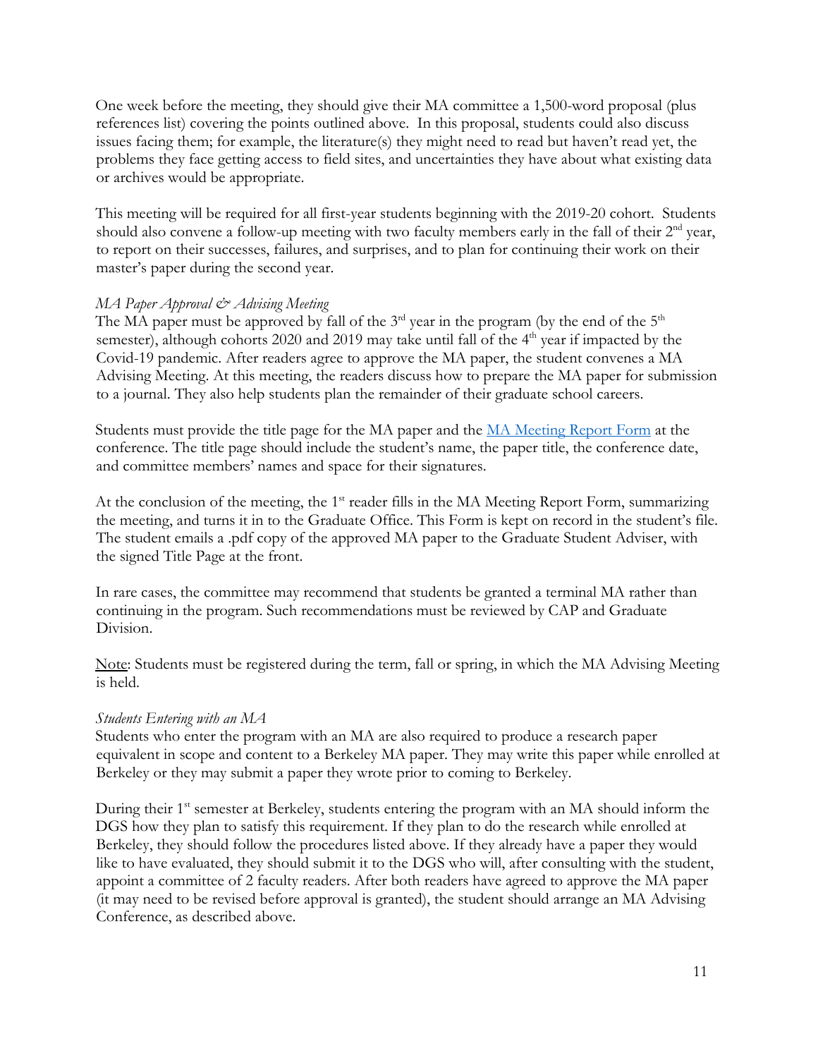One week before the meeting, they should give their MA committee a 1,500-word proposal (plus references list) covering the points outlined above. In this proposal, students could also discuss issues facing them; for example, the literature(s) they might need to read but haven't read yet, the problems they face getting access to field sites, and uncertainties they have about what existing data or archives would be appropriate.

This meeting will be required for all first-year students beginning with the 2019-20 cohort. Students should also convene a follow-up meeting with two faculty members early in the fall of their 2nd year, to report on their successes, failures, and surprises, and to plan for continuing their work on their master's paper during the second year.

*MA Paper Approval & Advising Meeting*

The MA paper must be approved by fall of the 3rd year in the program (by the end of the 5th semester), although cohorts 2020 and 2019 may take until fall of the 4th year if impacted by the Covid-19 pandemic. After readers agree to approve the MA paper, the student convenes a MA Advising Meeting. At this meeting, the readers discuss how to prepare the MA paper for submission to a journal. They also help students plan the remainder of their graduate school careers.

Students must provide the title page for the MA paper and the [MA Meeting Report Form]() at the conference. The title page should include the student's name, the paper title, the conference date, and committee members' names and space for their signatures.

At the conclusion of the meeting, the 1st reader fills in the MA Meeting Report Form, summarizing the meeting, and turns it in to the Graduate Office. This Form is kept on record in the student's file. The student emails a .pdf copy of the approved MA paper to the Graduate Student Adviser, with the signed Title Page at the front.

In rare cases, the committee may recommend that students be granted a terminal MA rather than continuing in the program. Such recommendations must be reviewed by CAP and Graduate Division.

<u>Note</u>: Students must be registered during the term, fall or spring, in which the MA Advising Meeting is held.

*Students Entering with an MA*

Students who enter the program with an MA are also required to produce a research paper equivalent in scope and content to a Berkeley MA paper. They may write this paper while enrolled at Berkeley or they may submit a paper they wrote prior to coming to Berkeley.

During their 1st semester at Berkeley, students entering the program with an MA should inform the DGS how they plan to satisfy this requirement. If they plan to do the research while enrolled at Berkeley, they should follow the procedures listed above. If they already have a paper they would like to have evaluated, they should submit it to the DGS who will, after consulting with the student, appoint a committee of 2 faculty readers. After both readers have agreed to approve the MA paper (it may need to be revised before approval is granted), the student should arrange an MA Advising Conference, as described above.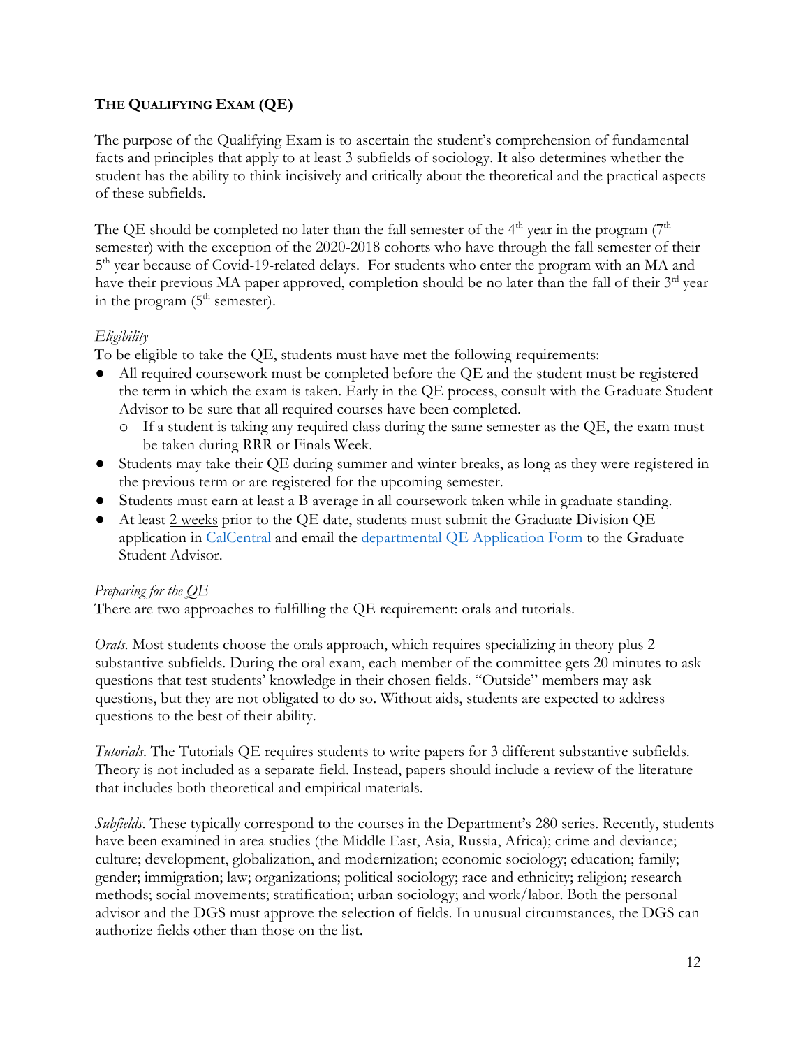## THE QUALIFYING EXAM (QE)

The purpose of the Qualifying Exam is to ascertain the student's comprehension of fundamental facts and principles that apply to at least 3 subfields of sociology. It also determines whether the student has the ability to think incisively and critically about the theoretical and the practical aspects of these subfields.

The QE should be completed no later than the fall semester of the 4th year in the program (7th semester) with the exception of the 2020-2018 cohorts who have through the fall semester of their 5th year because of Covid-19-related delays. For students who enter the program with an MA and have their previous MA paper approved, completion should be no later than the fall of their 3rd year in the program (5th semester).

*Eligibility*

To be eligible to take the QE, students must have met the following requirements:

- All required coursework must be completed before the QE and the student must be registered the term in which the exam is taken. Early in the QE process, consult with the Graduate Student Advisor to be sure that all required courses have been completed.
  - If a student is taking any required class during the same semester as the QE, the exam must be taken during RRR or Finals Week.
- Students may take their QE during summer and winter breaks, as long as they were registered in the previous term or are registered for the upcoming semester.
- Students must earn at least a B average in all coursework taken while in graduate standing.
- At least 2 weeks prior to the QE date, students must submit the Graduate Division QE application in CalCentral and email the departmental QE Application Form to the Graduate Student Advisor.

*Preparing for the QE*

There are two approaches to fulfilling the QE requirement: orals and tutorials.

*Orals*. Most students choose the orals approach, which requires specializing in theory plus 2 substantive subfields. During the oral exam, each member of the committee gets 20 minutes to ask questions that test students' knowledge in their chosen fields. "Outside" members may ask questions, but they are not obligated to do so. Without aids, students are expected to address questions to the best of their ability.

*Tutorials*. The Tutorials QE requires students to write papers for 3 different substantive subfields. Theory is not included as a separate field. Instead, papers should include a review of the literature that includes both theoretical and empirical materials.

*Subfields*. These typically correspond to the courses in the Department's 280 series. Recently, students have been examined in area studies (the Middle East, Asia, Russia, Africa); crime and deviance; culture; development, globalization, and modernization; economic sociology; education; family; gender; immigration; law; organizations; political sociology; race and ethnicity; religion; research methods; social movements; stratification; urban sociology; and work/labor. Both the personal advisor and the DGS must approve the selection of fields. In unusual circumstances, the DGS can authorize fields other than those on the list.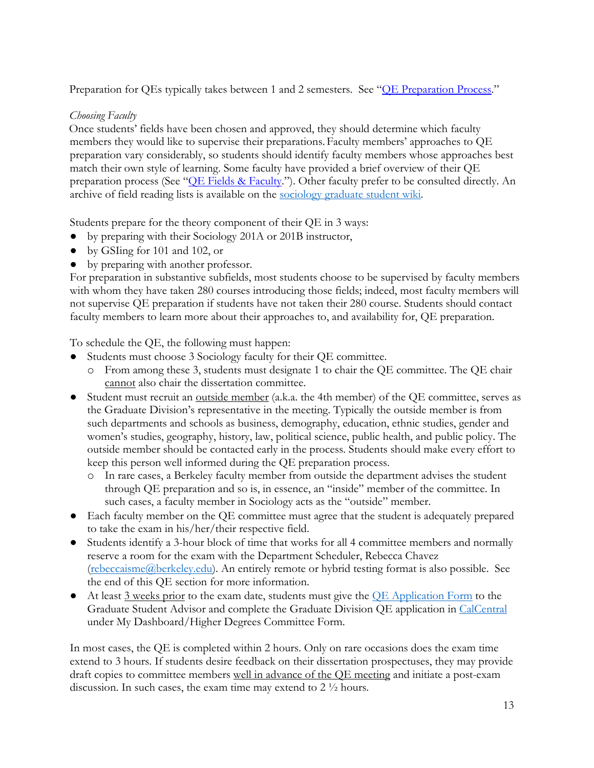Preparation for QEs typically takes between 1 and 2 semesters. See "QE Preparation Process."

*Choosing Faculty*

Once students' fields have been chosen and approved, they should determine which faculty members they would like to supervise their preparations. Faculty members' approaches to QE preparation vary considerably, so students should identify faculty members whose approaches best match their own style of learning. Some faculty have provided a brief overview of their QE preparation process (See "QE Fields & Faculty."). Other faculty prefer to be consulted directly. An archive of field reading lists is available on the sociology graduate student wiki.

Students prepare for the theory component of their QE in 3 ways:

- by preparing with their Sociology 201A or 201B instructor,
- by GSIing for 101 and 102, or
- by preparing with another professor.

For preparation in substantive subfields, most students choose to be supervised by faculty members with whom they have taken 280 courses introducing those fields; indeed, most faculty members will not supervise QE preparation if students have not taken their 280 course. Students should contact faculty members to learn more about their approaches to, and availability for, QE preparation.

To schedule the QE, the following must happen:

- Students must choose 3 Sociology faculty for their QE committee.
  - From among these 3, students must designate 1 to chair the QE committee. The QE chair cannot also chair the dissertation committee.
- Student must recruit an outside member (a.k.a. the 4th member) of the QE committee, serves as the Graduate Division's representative in the meeting. Typically the outside member is from such departments and schools as business, demography, education, ethnic studies, gender and women's studies, geography, history, law, political science, public health, and public policy. The outside member should be contacted early in the process. Students should make every effort to keep this person well informed during the QE preparation process.
  - In rare cases, a Berkeley faculty member from outside the department advises the student through QE preparation and so is, in essence, an "inside" member of the committee. In such cases, a faculty member in Sociology acts as the "outside" member.
- Each faculty member on the QE committee must agree that the student is adequately prepared to take the exam in his/her/their respective field.
- Students identify a 3-hour block of time that works for all 4 committee members and normally reserve a room for the exam with the Department Scheduler, Rebecca Chavez (rebeccaisme@berkeley.edu). An entirely remote or hybrid testing format is also possible. See the end of this QE section for more information.
- At least 3 weeks prior to the exam date, students must give the QE Application Form to the Graduate Student Advisor and complete the Graduate Division QE application in CalCentral under My Dashboard/Higher Degrees Committee Form.

In most cases, the QE is completed within 2 hours. Only on rare occasions does the exam time extend to 3 hours. If students desire feedback on their dissertation prospectuses, they may provide draft copies to committee members well in advance of the QE meeting and initiate a post-exam discussion. In such cases, the exam time may extend to 2 ½ hours.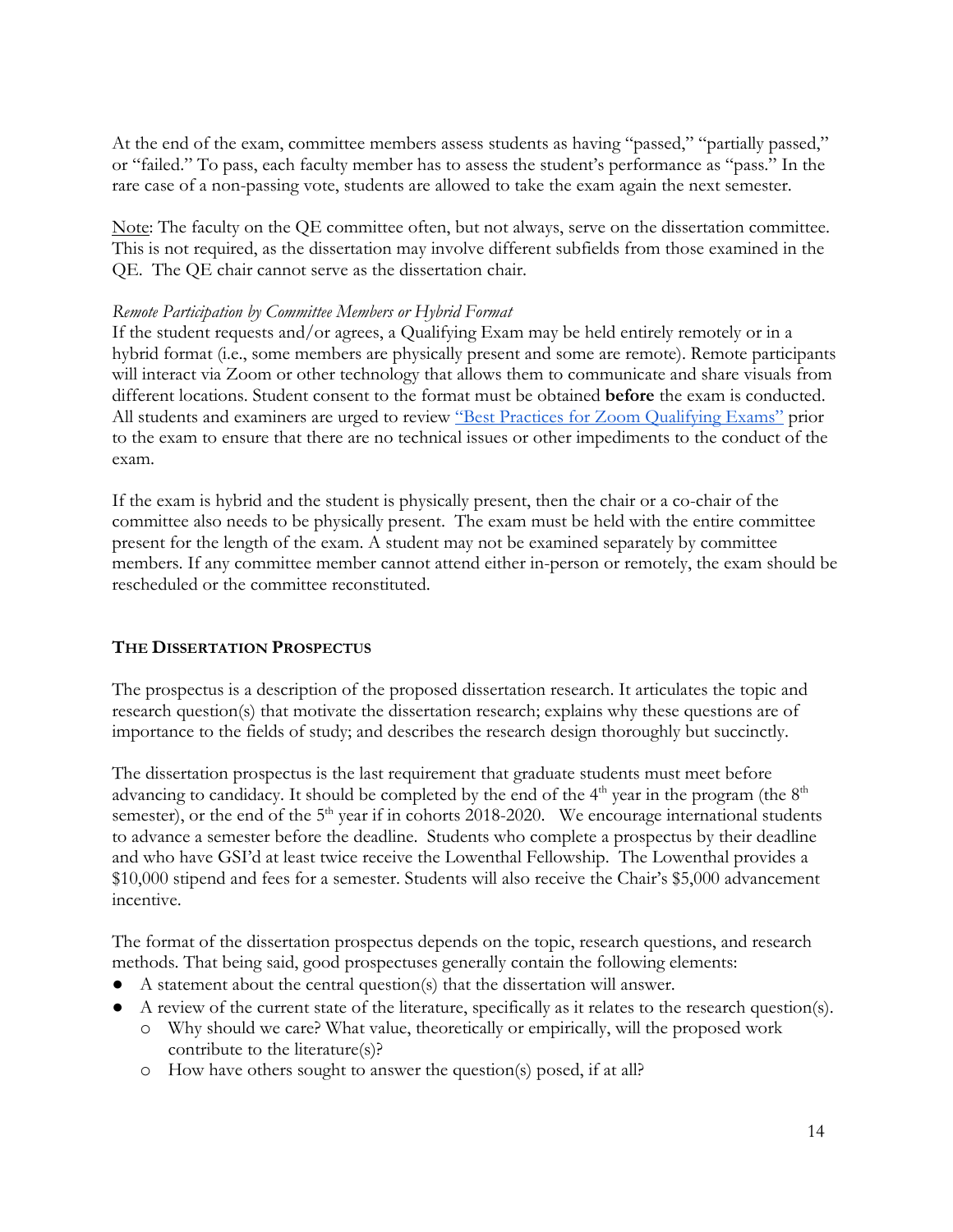At the end of the exam, committee members assess students as having "passed," "partially passed," or "failed." To pass, each faculty member has to assess the student's performance as "pass." In the rare case of a non-passing vote, students are allowed to take the exam again the next semester.

Note: The faculty on the QE committee often, but not always, serve on the dissertation committee. This is not required, as the dissertation may involve different subfields from those examined in the QE. The QE chair cannot serve as the dissertation chair.

*Remote Participation by Committee Members or Hybrid Format*

If the student requests and/or agrees, a Qualifying Exam may be held entirely remotely or in a hybrid format (i.e., some members are physically present and some are remote). Remote participants will interact via Zoom or other technology that allows them to communicate and share visuals from different locations. Student consent to the format must be obtained **before** the exam is conducted. All students and examiners are urged to review "Best Practices for Zoom Qualifying Exams" prior to the exam to ensure that there are no technical issues or other impediments to the conduct of the exam.

If the exam is hybrid and the student is physically present, then the chair or a co-chair of the committee also needs to be physically present. The exam must be held with the entire committee present for the length of the exam. A student may not be examined separately by committee members. If any committee member cannot attend either in-person or remotely, the exam should be rescheduled or the committee reconstituted.

## THE DISSERTATION PROSPECTUS

The prospectus is a description of the proposed dissertation research. It articulates the topic and research question(s) that motivate the dissertation research; explains why these questions are of importance to the fields of study; and describes the research design thoroughly but succinctly.

The dissertation prospectus is the last requirement that graduate students must meet before advancing to candidacy. It should be completed by the end of the 4th year in the program (the 8th semester), or the end of the 5th year if in cohorts 2018-2020. We encourage international students to advance a semester before the deadline. Students who complete a prospectus by their deadline and who have GSI'd at least twice receive the Lowenthal Fellowship. The Lowenthal provides a $10,000 stipend and fees for a semester. Students will also receive the Chair's $5,000 advancement incentive.

The format of the dissertation prospectus depends on the topic, research questions, and research methods. That being said, good prospectuses generally contain the following elements:

- A statement about the central question(s) that the dissertation will answer.
- A review of the current state of the literature, specifically as it relates to the research question(s).
  - Why should we care? What value, theoretically or empirically, will the proposed work contribute to the literature(s)?
  - How have others sought to answer the question(s) posed, if at all?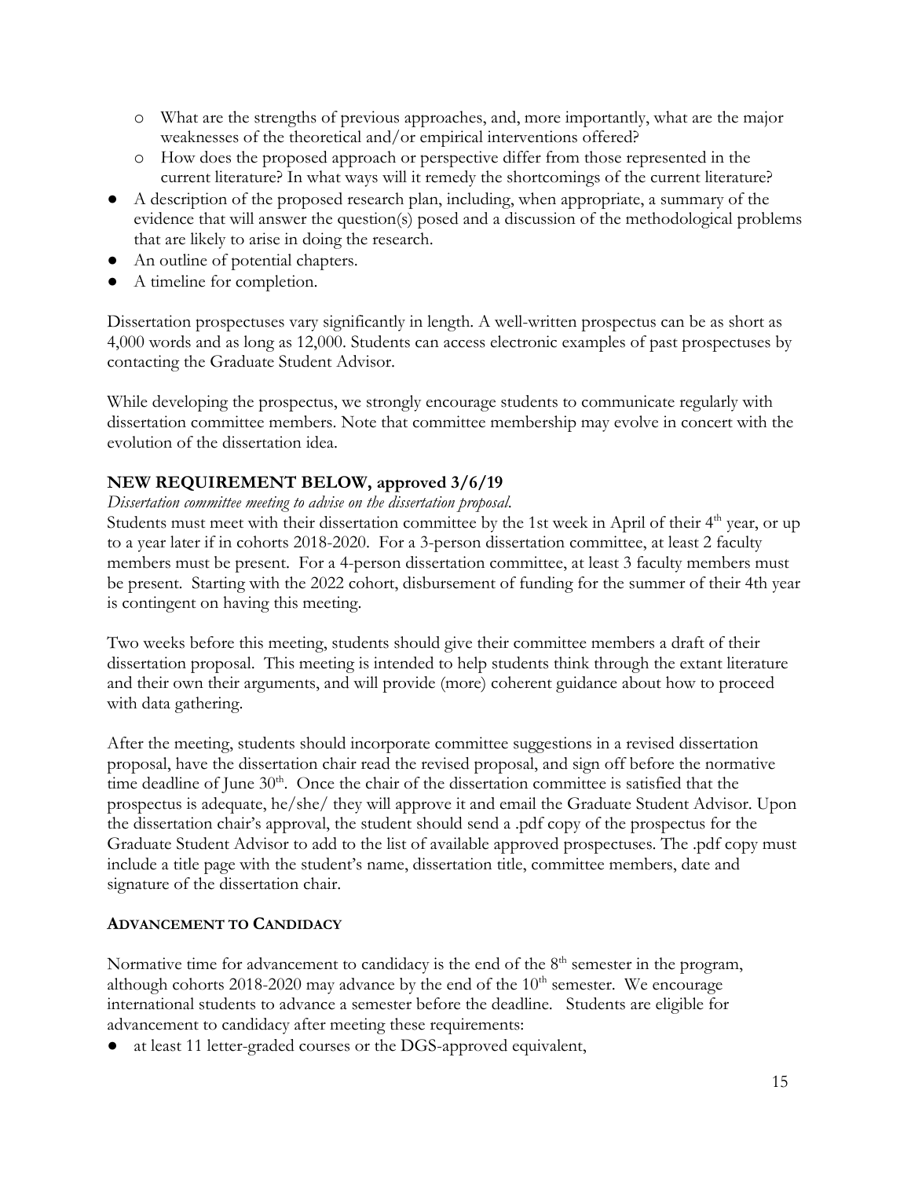- What are the strengths of previous approaches, and, more importantly, what are the major weaknesses of the theoretical and/or empirical interventions offered?
    - How does the proposed approach or perspective differ from those represented in the current literature? In what ways will it remedy the shortcomings of the current literature?
- A description of the proposed research plan, including, when appropriate, a summary of the evidence that will answer the question(s) posed and a discussion of the methodological problems that are likely to arise in doing the research.
- An outline of potential chapters.
- A timeline for completion.

Dissertation prospectuses vary significantly in length. A well-written prospectus can be as short as 4,000 words and as long as 12,000. Students can access electronic examples of past prospectuses by contacting the Graduate Student Advisor.

While developing the prospectus, we strongly encourage students to communicate regularly with dissertation committee members. Note that committee membership may evolve in concert with the evolution of the dissertation idea.

### NEW REQUIREMENT BELOW, approved 3/6/19

*Dissertation committee meeting to advise on the dissertation proposal.*

Students must meet with their dissertation committee by the 1st week in April of their 4th year, or up to a year later if in cohorts 2018-2020. For a 3-person dissertation committee, at least 2 faculty members must be present. For a 4-person dissertation committee, at least 3 faculty members must be present. Starting with the 2022 cohort, disbursement of funding for the summer of their 4th year is contingent on having this meeting.

Two weeks before this meeting, students should give their committee members a draft of their dissertation proposal. This meeting is intended to help students think through the extant literature and their own their arguments, and will provide (more) coherent guidance about how to proceed with data gathering.

After the meeting, students should incorporate committee suggestions in a revised dissertation proposal, have the dissertation chair read the revised proposal, and sign off before the normative time deadline of June 30th. Once the chair of the dissertation committee is satisfied that the prospectus is adequate, he/she/ they will approve it and email the Graduate Student Advisor. Upon the dissertation chair's approval, the student should send a .pdf copy of the prospectus for the Graduate Student Advisor to add to the list of available approved prospectuses. The .pdf copy must include a title page with the student's name, dissertation title, committee members, date and signature of the dissertation chair.

### ADVANCEMENT TO CANDIDACY

Normative time for advancement to candidacy is the end of the 8th semester in the program, although cohorts 2018-2020 may advance by the end of the 10th semester. We encourage international students to advance a semester before the deadline. Students are eligible for advancement to candidacy after meeting these requirements:

- at least 11 letter-graded courses or the DGS-approved equivalent,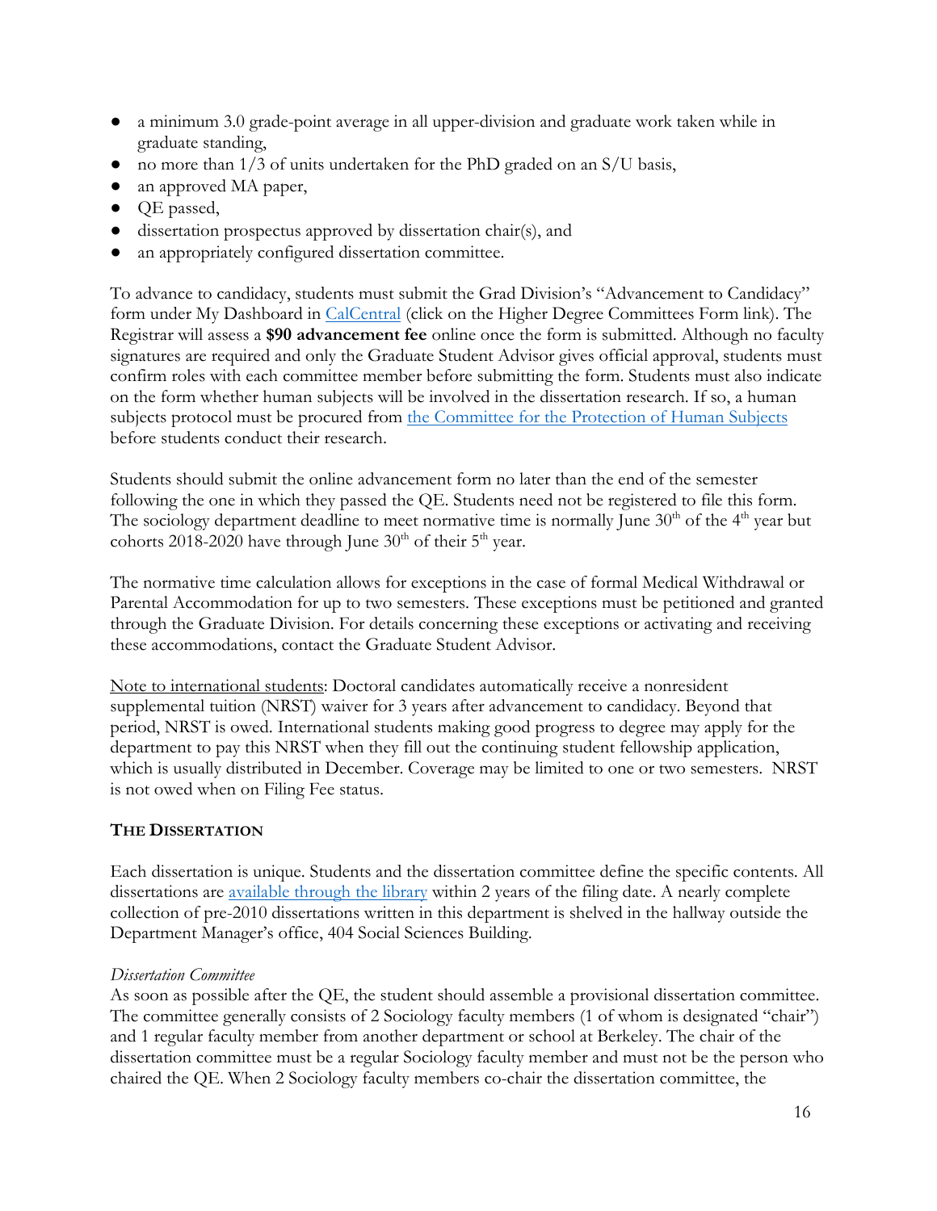- a minimum 3.0 grade-point average in all upper-division and graduate work taken while in graduate standing,
- no more than 1/3 of units undertaken for the PhD graded on an S/U basis,
- an approved MA paper,
- QE passed,
- dissertation prospectus approved by dissertation chair(s), and
- an appropriately configured dissertation committee.

To advance to candidacy, students must submit the Grad Division's "Advancement to Candidacy" form under My Dashboard in CalCentral (click on the Higher Degree Committees Form link). The Registrar will assess a **$90 advancement fee** online once the form is submitted. Although no faculty signatures are required and only the Graduate Student Advisor gives official approval, students must confirm roles with each committee member before submitting the form. Students must also indicate on the form whether human subjects will be involved in the dissertation research. If so, a human subjects protocol must be procured from the Committee for the Protection of Human Subjects before students conduct their research.

Students should submit the online advancement form no later than the end of the semester following the one in which they passed the QE. Students need not be registered to file this form. The sociology department deadline to meet normative time is normally June 30th of the 4th year but cohorts 2018-2020 have through June 30th of their 5th year.

The normative time calculation allows for exceptions in the case of formal Medical Withdrawal or Parental Accommodation for up to two semesters. These exceptions must be petitioned and granted through the Graduate Division. For details concerning these exceptions or activating and receiving these accommodations, contact the Graduate Student Advisor.

Note to international students: Doctoral candidates automatically receive a nonresident supplemental tuition (NRST) waiver for 3 years after advancement to candidacy. Beyond that period, NRST is owed. International students making good progress to degree may apply for the department to pay this NRST when they fill out the continuing student fellowship application, which is usually distributed in December. Coverage may be limited to one or two semesters. NRST is not owed when on Filing Fee status.

## THE DISSERTATION

Each dissertation is unique. Students and the dissertation committee define the specific contents. All dissertations are available through the library within 2 years of the filing date. A nearly complete collection of pre-2010 dissertations written in this department is shelved in the hallway outside the Department Manager's office, 404 Social Sciences Building.

*Dissertation Committee*

As soon as possible after the QE, the student should assemble a provisional dissertation committee. The committee generally consists of 2 Sociology faculty members (1 of whom is designated "chair") and 1 regular faculty member from another department or school at Berkeley. The chair of the dissertation committee must be a regular Sociology faculty member and must not be the person who chaired the QE. When 2 Sociology faculty members co-chair the dissertation committee, the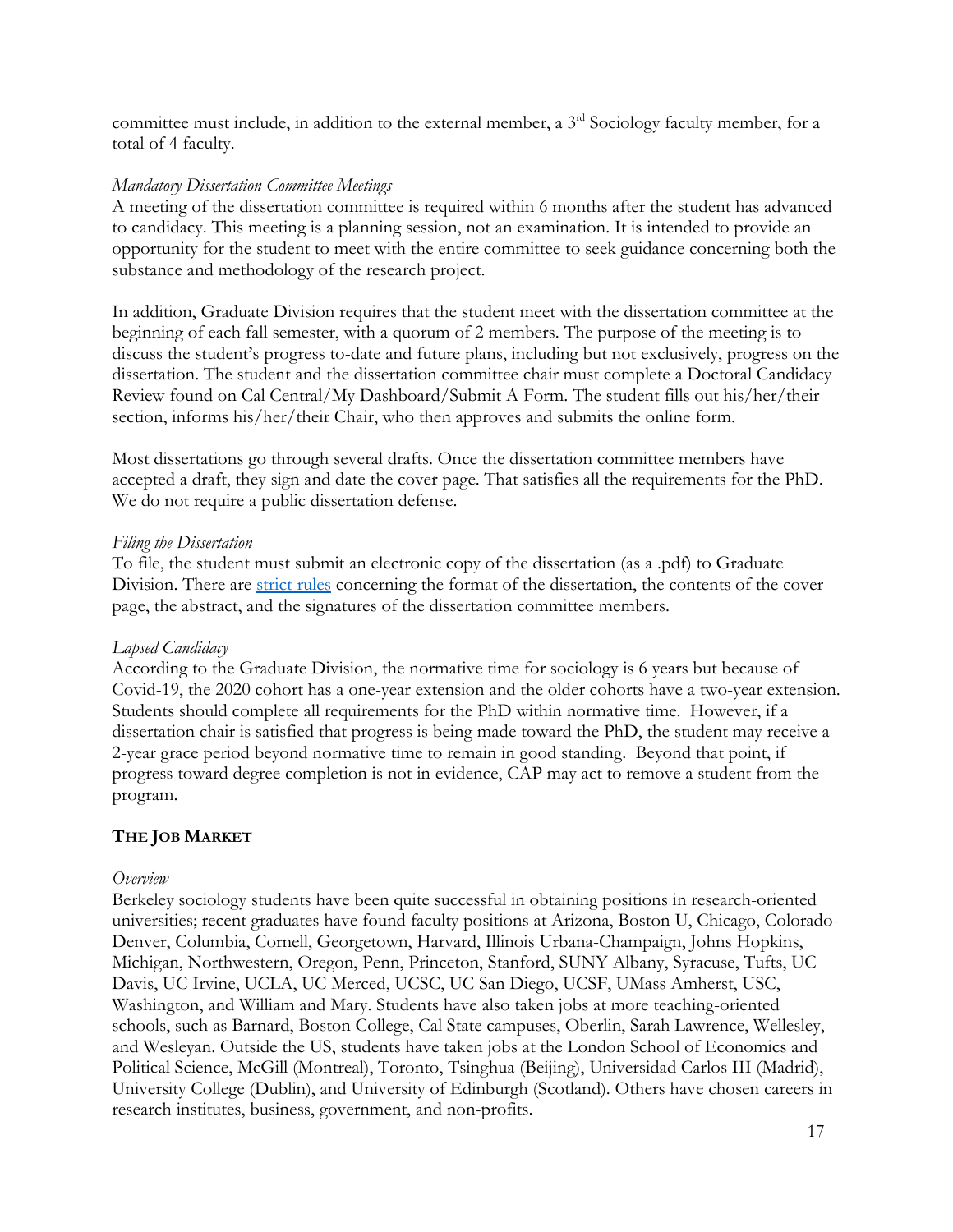committee must include, in addition to the external member, a 3rd Sociology faculty member, for a total of 4 faculty.

*Mandatory Dissertation Committee Meetings*

A meeting of the dissertation committee is required within 6 months after the student has advanced to candidacy. This meeting is a planning session, not an examination. It is intended to provide an opportunity for the student to meet with the entire committee to seek guidance concerning both the substance and methodology of the research project.

In addition, Graduate Division requires that the student meet with the dissertation committee at the beginning of each fall semester, with a quorum of 2 members. The purpose of the meeting is to discuss the student's progress to-date and future plans, including but not exclusively, progress on the dissertation. The student and the dissertation committee chair must complete a Doctoral Candidacy Review found on Cal Central/My Dashboard/Submit A Form. The student fills out his/her/their section, informs his/her/their Chair, who then approves and submits the online form.

Most dissertations go through several drafts. Once the dissertation committee members have accepted a draft, they sign and date the cover page. That satisfies all the requirements for the PhD. We do not require a public dissertation defense.

*Filing the Dissertation*

To file, the student must submit an electronic copy of the dissertation (as a .pdf) to Graduate Division. There are strict rules concerning the format of the dissertation, the contents of the cover page, the abstract, and the signatures of the dissertation committee members.

*Lapsed Candidacy*

According to the Graduate Division, the normative time for sociology is 6 years but because of Covid-19, the 2020 cohort has a one-year extension and the older cohorts have a two-year extension. Students should complete all requirements for the PhD within normative time. However, if a dissertation chair is satisfied that progress is being made toward the PhD, the student may receive a 2-year grace period beyond normative time to remain in good standing. Beyond that point, if progress toward degree completion is not in evidence, CAP may act to remove a student from the program.

## THE JOB MARKET

*Overview*

Berkeley sociology students have been quite successful in obtaining positions in research-oriented universities; recent graduates have found faculty positions at Arizona, Boston U, Chicago, Colorado-Denver, Columbia, Cornell, Georgetown, Harvard, Illinois Urbana-Champaign, Johns Hopkins, Michigan, Northwestern, Oregon, Penn, Princeton, Stanford, SUNY Albany, Syracuse, Tufts, UC Davis, UC Irvine, UCLA, UC Merced, UCSC, UC San Diego, UCSF, UMass Amherst, USC, Washington, and William and Mary. Students have also taken jobs at more teaching-oriented schools, such as Barnard, Boston College, Cal State campuses, Oberlin, Sarah Lawrence, Wellesley, and Wesleyan. Outside the US, students have taken jobs at the London School of Economics and Political Science, McGill (Montreal), Toronto, Tsinghua (Beijing), Universidad Carlos III (Madrid), University College (Dublin), and University of Edinburgh (Scotland). Others have chosen careers in research institutes, business, government, and non-profits.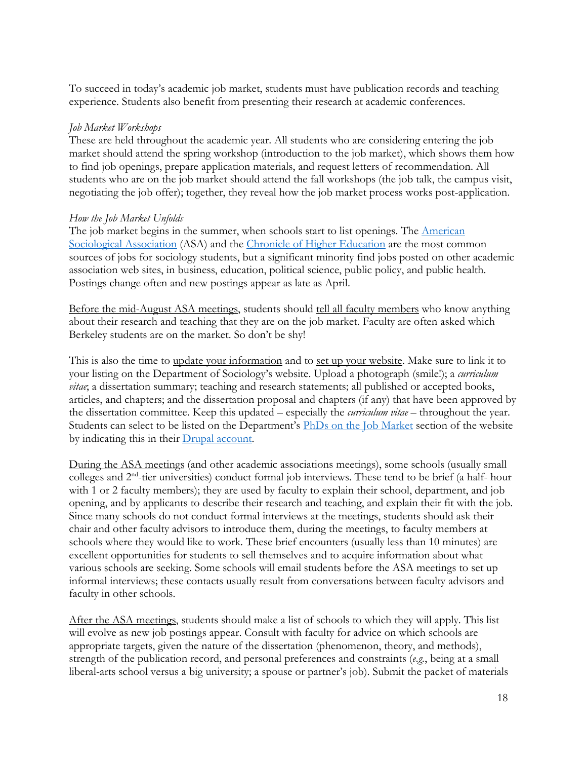To succeed in today's academic job market, students must have publication records and teaching experience. Students also benefit from presenting their research at academic conferences.

*Job Market Workshops*
These are held throughout the academic year. All students who are considering entering the job market should attend the spring workshop (introduction to the job market), which shows them how to find job openings, prepare application materials, and request letters of recommendation. All students who are on the job market should attend the fall workshops (the job talk, the campus visit, negotiating the job offer); together, they reveal how the job market process works post-application.

*How the Job Market Unfolds*
The job market begins in the summer, when schools start to list openings. The [American Sociological Association]() (ASA) and the [Chronicle of Higher Education]() are the most common sources of jobs for sociology students, but a significant minority find jobs posted on other academic association web sites, in business, education, political science, public policy, and public health. Postings change often and new postings appear as late as April.

<u>Before the mid-August ASA meetings</u>, students should <u>tell all faculty members</u> who know anything about their research and teaching that they are on the job market. Faculty are often asked which Berkeley students are on the market. So don't be shy!

This is also the time to <u>update your information</u> and to <u>set up your website</u>. Make sure to link it to your listing on the Department of Sociology's website. Upload a photograph (smile!); a *curriculum vitae*; a dissertation summary; teaching and research statements; all published or accepted books, articles, and chapters; and the dissertation proposal and chapters (if any) that have been approved by the dissertation committee. Keep this updated – especially the *curriculum vitae* – throughout the year. Students can select to be listed on the Department's [PhDs on the Job Market]() section of the website by indicating this in their [Drupal account]().

<u>During the ASA meetings</u> (and other academic associations meetings), some schools (usually small colleges and 2nd-tier universities) conduct formal job interviews. These tend to be brief (a half- hour with 1 or 2 faculty members); they are used by faculty to explain their school, department, and job opening, and by applicants to describe their research and teaching, and explain their fit with the job. Since many schools do not conduct formal interviews at the meetings, students should ask their chair and other faculty advisors to introduce them, during the meetings, to faculty members at schools where they would like to work. These brief encounters (usually less than 10 minutes) are excellent opportunities for students to sell themselves and to acquire information about what various schools are seeking. Some schools will email students before the ASA meetings to set up informal interviews; these contacts usually result from conversations between faculty advisors and faculty in other schools.

<u>After the ASA meetings</u>, students should make a list of schools to which they will apply. This list will evolve as new job postings appear. Consult with faculty for advice on which schools are appropriate targets, given the nature of the dissertation (phenomenon, theory, and methods), strength of the publication record, and personal preferences and constraints (*e.g.*, being at a small liberal-arts school versus a big university; a spouse or partner's job). Submit the packet of materials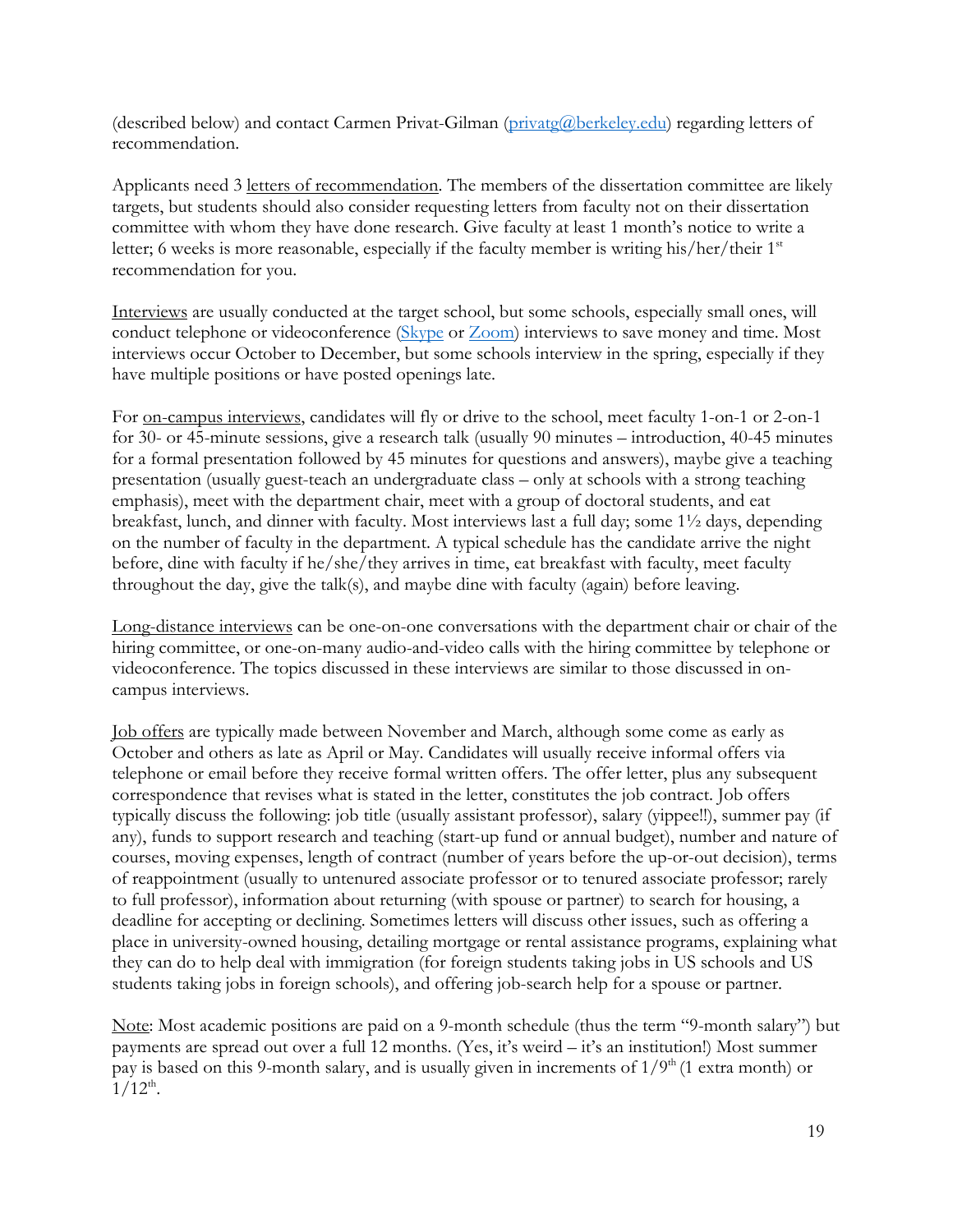(described below) and contact Carmen Privat-Gilman ([privatg@berkeley.edu](mailto:privatg@berkeley.edu)) regarding letters of recommendation.

Applicants need 3 <u>letters of recommendation</u>. The members of the dissertation committee are likely targets, but students should also consider requesting letters from faculty not on their dissertation committee with whom they have done research. Give faculty at least 1 month's notice to write a letter; 6 weeks is more reasonable, especially if the faculty member is writing his/her/their 1st recommendation for you.

<u>Interviews</u> are usually conducted at the target school, but some schools, especially small ones, will conduct telephone or videoconference ([Skype]() or [Zoom]()) interviews to save money and time. Most interviews occur October to December, but some schools interview in the spring, especially if they have multiple positions or have posted openings late.

For <u>on-campus interviews</u>, candidates will fly or drive to the school, meet faculty 1-on-1 or 2-on-1 for 30- or 45-minute sessions, give a research talk (usually 90 minutes – introduction, 40-45 minutes for a formal presentation followed by 45 minutes for questions and answers), maybe give a teaching presentation (usually guest-teach an undergraduate class – only at schools with a strong teaching emphasis), meet with the department chair, meet with a group of doctoral students, and eat breakfast, lunch, and dinner with faculty. Most interviews last a full day; some 1½ days, depending on the number of faculty in the department. A typical schedule has the candidate arrive the night before, dine with faculty if he/she/they arrives in time, eat breakfast with faculty, meet faculty throughout the day, give the talk(s), and maybe dine with faculty (again) before leaving.

<u>Long-distance interviews</u> can be one-on-one conversations with the department chair or chair of the hiring committee, or one-on-many audio-and-video calls with the hiring committee by telephone or videoconference. The topics discussed in these interviews are similar to those discussed in on-campus interviews.

<u>Job offers</u> are typically made between November and March, although some come as early as October and others as late as April or May. Candidates will usually receive informal offers via telephone or email before they receive formal written offers. The offer letter, plus any subsequent correspondence that revises what is stated in the letter, constitutes the job contract. Job offers typically discuss the following: job title (usually assistant professor), salary (yippee!!), summer pay (if any), funds to support research and teaching (start-up fund or annual budget), number and nature of courses, moving expenses, length of contract (number of years before the up-or-out decision), terms of reappointment (usually to untenured associate professor or to tenured associate professor; rarely to full professor), information about returning (with spouse or partner) to search for housing, a deadline for accepting or declining. Sometimes letters will discuss other issues, such as offering a place in university-owned housing, detailing mortgage or rental assistance programs, explaining what they can do to help deal with immigration (for foreign students taking jobs in US schools and US students taking jobs in foreign schools), and offering job-search help for a spouse or partner.

<u>Note</u>: Most academic positions are paid on a 9-month schedule (thus the term "9-month salary") but payments are spread out over a full 12 months. (Yes, it's weird – it's an institution!) Most summer pay is based on this 9-month salary, and is usually given in increments of 1/9th (1 extra month) or 1/12th.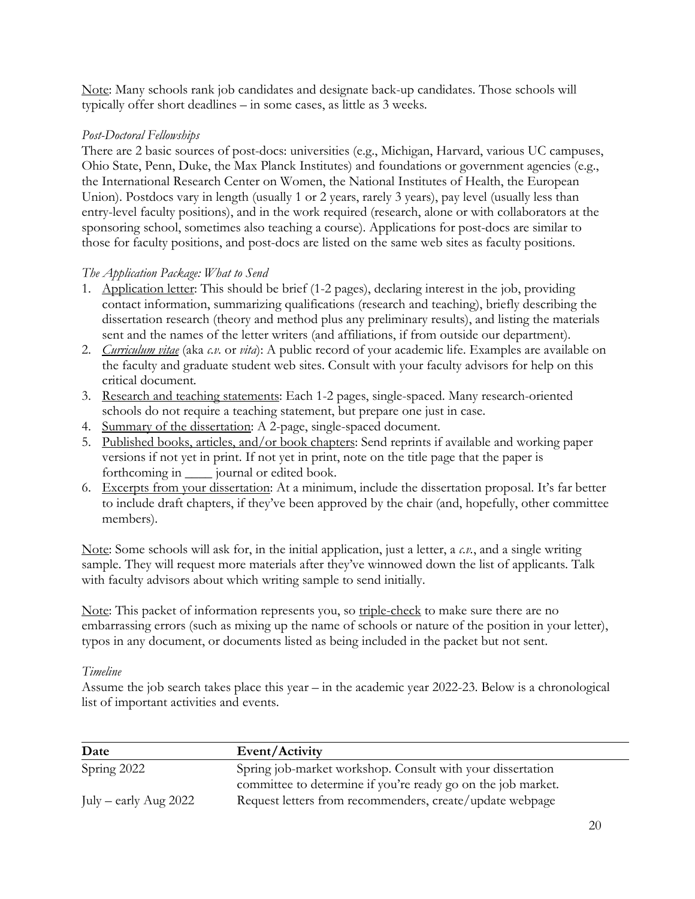Note: Many schools rank job candidates and designate back-up candidates. Those schools will typically offer short deadlines – in some cases, as little as 3 weeks.

*Post-Doctoral Fellowships*

There are 2 basic sources of post-docs: universities (e.g., Michigan, Harvard, various UC campuses, Ohio State, Penn, Duke, the Max Planck Institutes) and foundations or government agencies (e.g., the International Research Center on Women, the National Institutes of Health, the European Union). Postdocs vary in length (usually 1 or 2 years, rarely 3 years), pay level (usually less than entry-level faculty positions), and in the work required (research, alone or with collaborators at the sponsoring school, sometimes also teaching a course). Applications for post-docs are similar to those for faculty positions, and post-docs are listed on the same web sites as faculty positions.

*The Application Package: What to Send*

1. Application letter: This should be brief (1-2 pages), declaring interest in the job, providing contact information, summarizing qualifications (research and teaching), briefly describing the dissertation research (theory and method plus any preliminary results), and listing the materials sent and the names of the letter writers (and affiliations, if from outside our department).
2. *Curriculum vitae* (aka *c.v.* or *vita*): A public record of your academic life. Examples are available on the faculty and graduate student web sites. Consult with your faculty advisors for help on this critical document.
3. Research and teaching statements: Each 1-2 pages, single-spaced. Many research-oriented schools do not require a teaching statement, but prepare one just in case.
4. Summary of the dissertation: A 2-page, single-spaced document.
5. Published books, articles, and/or book chapters: Send reprints if available and working paper versions if not yet in print. If not yet in print, note on the title page that the paper is forthcoming in ____ journal or edited book.
6. Excerpts from your dissertation: At a minimum, include the dissertation proposal. It's far better to include draft chapters, if they've been approved by the chair (and, hopefully, other committee members).

Note: Some schools will ask for, in the initial application, just a letter, a *c.v.*, and a single writing sample. They will request more materials after they've winnowed down the list of applicants. Talk with faculty advisors about which writing sample to send initially.

Note: This packet of information represents you, so triple-check to make sure there are no embarrassing errors (such as mixing up the name of schools or nature of the position in your letter), typos in any document, or documents listed as being included in the packet but not sent.

*Timeline*

Assume the job search takes place this year – in the academic year 2022-23. Below is a chronological list of important activities and events.

| Date | Event/Activity |
|---|---|
| Spring 2022 | Spring job-market workshop. Consult with your dissertation committee to determine if you're ready go on the job market. |
| July – early Aug 2022 | Request letters from recommenders, create/update webpage |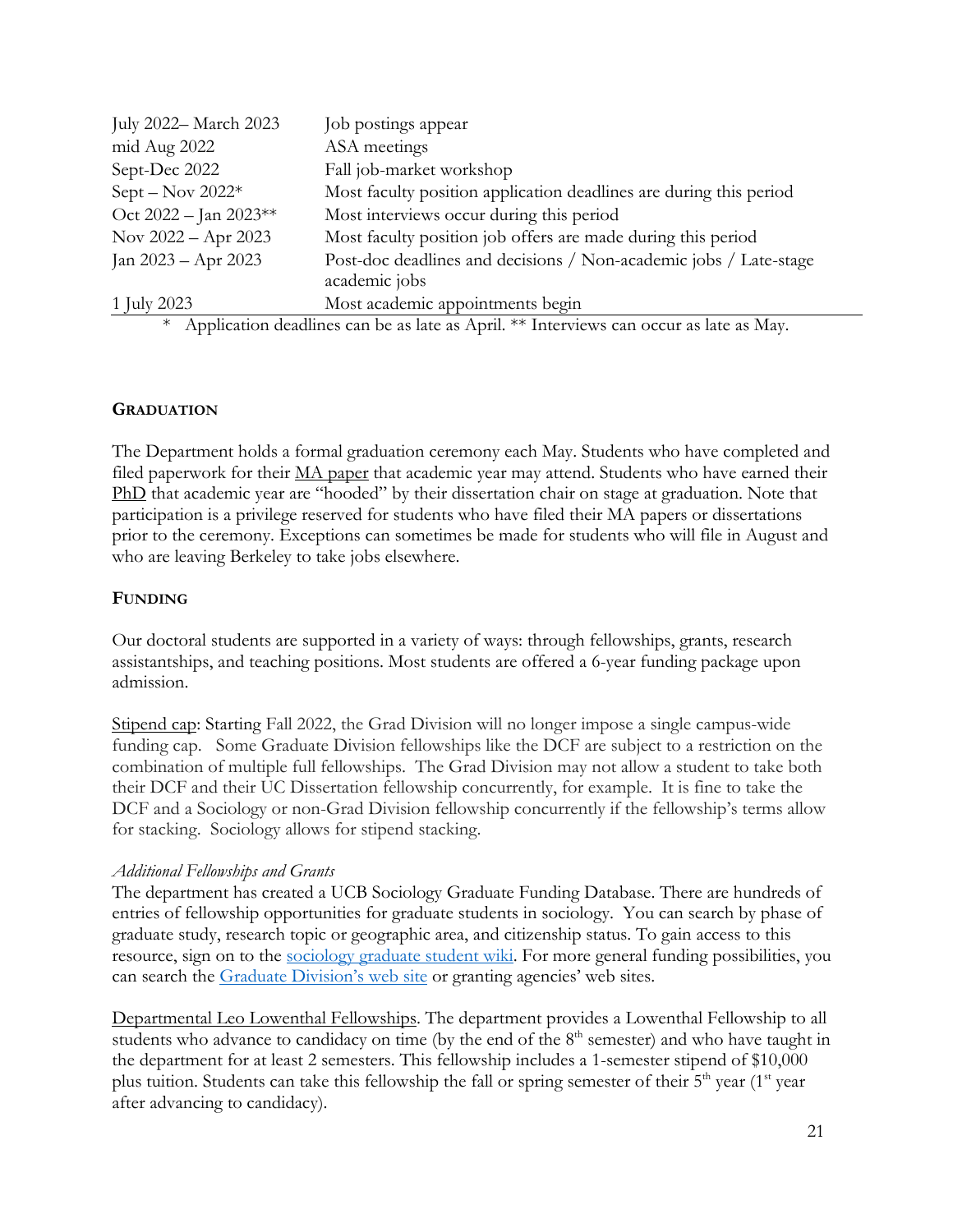| | |
|---|---|
| July 2022– March 2023 | Job postings appear |
| mid Aug 2022 | ASA meetings |
| Sept-Dec 2022 | Fall job-market workshop |
| Sept – Nov 2022* | Most faculty position application deadlines are during this period |
| Oct 2022 – Jan 2023** | Most interviews occur during this period |
| Nov 2022 – Apr 2023 | Most faculty position job offers are made during this period |
| Jan 2023 – Apr 2023 | Post-doc deadlines and decisions / Non-academic jobs / Late-stage academic jobs |
| 1 July 2023 | Most academic appointments begin |

\* Application deadlines can be as late as April. ** Interviews can occur as late as May.

## GRADUATION

The Department holds a formal graduation ceremony each May. Students who have completed and filed paperwork for their MA paper that academic year may attend. Students who have earned their PhD that academic year are "hooded" by their dissertation chair on stage at graduation. Note that participation is a privilege reserved for students who have filed their MA papers or dissertations prior to the ceremony. Exceptions can sometimes be made for students who will file in August and who are leaving Berkeley to take jobs elsewhere.

## FUNDING

Our doctoral students are supported in a variety of ways: through fellowships, grants, research assistantships, and teaching positions. Most students are offered a 6-year funding package upon admission.

Stipend cap: Starting Fall 2022, the Grad Division will no longer impose a single campus-wide funding cap. Some Graduate Division fellowships like the DCF are subject to a restriction on the combination of multiple full fellowships. The Grad Division may not allow a student to take both their DCF and their UC Dissertation fellowship concurrently, for example. It is fine to take the DCF and a Sociology or non-Grad Division fellowship concurrently if the fellowship's terms allow for stacking. Sociology allows for stipend stacking.

*Additional Fellowships and Grants*

The department has created a UCB Sociology Graduate Funding Database. There are hundreds of entries of fellowship opportunities for graduate students in sociology. You can search by phase of graduate study, research topic or geographic area, and citizenship status. To gain access to this resource, sign on to the sociology graduate student wiki. For more general funding possibilities, you can search the Graduate Division's web site or granting agencies' web sites.

Departmental Leo Lowenthal Fellowships. The department provides a Lowenthal Fellowship to all students who advance to candidacy on time (by the end of the 8th semester) and who have taught in the department for at least 2 semesters. This fellowship includes a 1-semester stipend of $10,000 plus tuition. Students can take this fellowship the fall or spring semester of their 5th year (1st year after advancing to candidacy).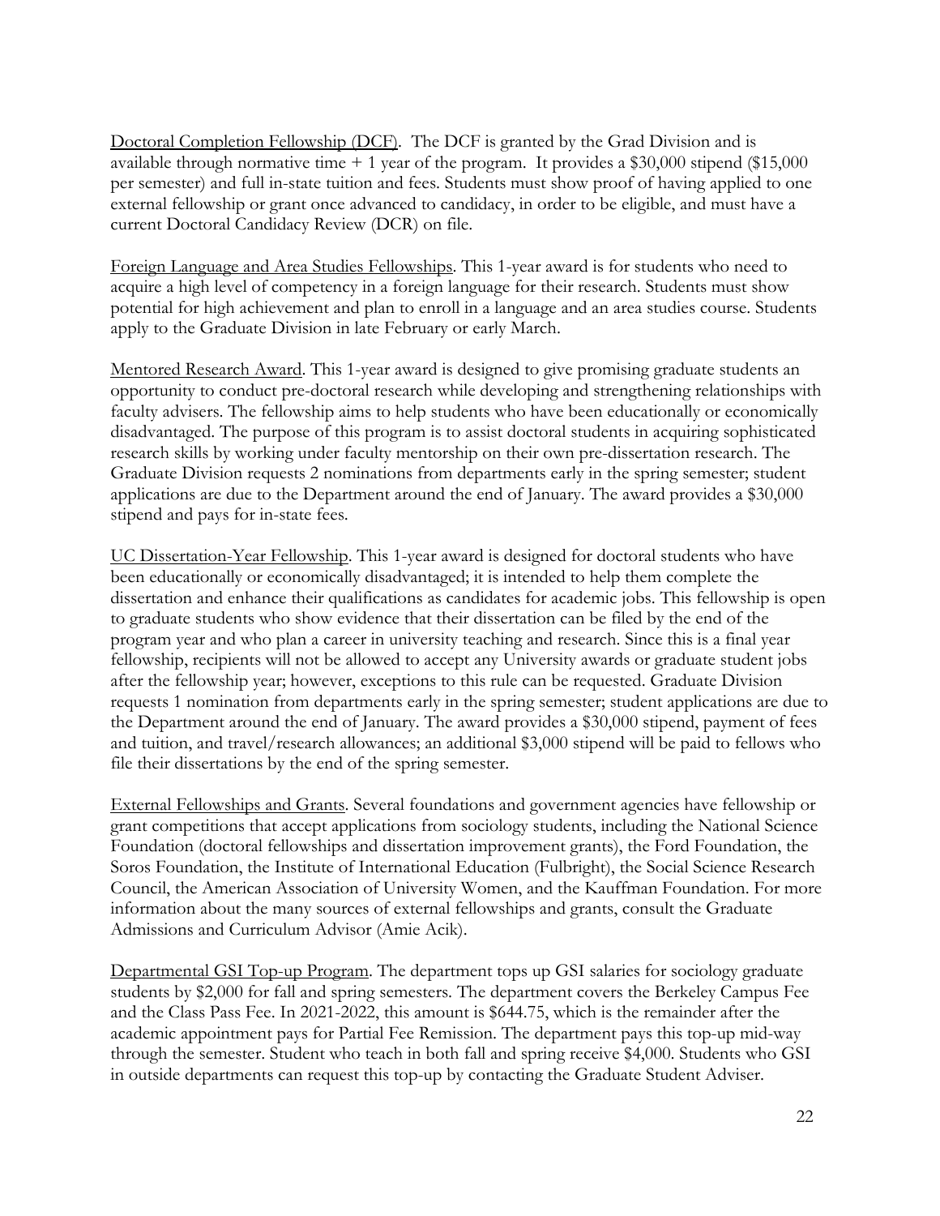<u>Doctoral Completion Fellowship (DCF)</u>. The DCF is granted by the Grad Division and is available through normative time + 1 year of the program. It provides a $30,000 stipend ($15,000 per semester) and full in-state tuition and fees. Students must show proof of having applied to one external fellowship or grant once advanced to candidacy, in order to be eligible, and must have a current Doctoral Candidacy Review (DCR) on file.

<u>Foreign Language and Area Studies Fellowships</u>. This 1-year award is for students who need to acquire a high level of competency in a foreign language for their research. Students must show potential for high achievement and plan to enroll in a language and an area studies course. Students apply to the Graduate Division in late February or early March.

<u>Mentored Research Award</u>. This 1-year award is designed to give promising graduate students an opportunity to conduct pre-doctoral research while developing and strengthening relationships with faculty advisers. The fellowship aims to help students who have been educationally or economically disadvantaged. The purpose of this program is to assist doctoral students in acquiring sophisticated research skills by working under faculty mentorship on their own pre-dissertation research. The Graduate Division requests 2 nominations from departments early in the spring semester; student applications are due to the Department around the end of January. The award provides a $30,000 stipend and pays for in-state fees.

<u>UC Dissertation-Year Fellowship</u>. This 1-year award is designed for doctoral students who have been educationally or economically disadvantaged; it is intended to help them complete the dissertation and enhance their qualifications as candidates for academic jobs. This fellowship is open to graduate students who show evidence that their dissertation can be filed by the end of the program year and who plan a career in university teaching and research. Since this is a final year fellowship, recipients will not be allowed to accept any University awards or graduate student jobs after the fellowship year; however, exceptions to this rule can be requested. Graduate Division requests 1 nomination from departments early in the spring semester; student applications are due to the Department around the end of January. The award provides a $30,000 stipend, payment of fees and tuition, and travel/research allowances; an additional $3,000 stipend will be paid to fellows who file their dissertations by the end of the spring semester.

<u>External Fellowships and Grants</u>. Several foundations and government agencies have fellowship or grant competitions that accept applications from sociology students, including the National Science Foundation (doctoral fellowships and dissertation improvement grants), the Ford Foundation, the Soros Foundation, the Institute of International Education (Fulbright), the Social Science Research Council, the American Association of University Women, and the Kauffman Foundation. For more information about the many sources of external fellowships and grants, consult the Graduate Admissions and Curriculum Advisor (Amie Acik).

<u>Departmental GSI Top-up Program</u>. The department tops up GSI salaries for sociology graduate students by $2,000 for fall and spring semesters. The department covers the Berkeley Campus Fee and the Class Pass Fee. In 2021-2022, this amount is $644.75, which is the remainder after the academic appointment pays for Partial Fee Remission. The department pays this top-up mid-way through the semester. Student who teach in both fall and spring receive $4,000. Students who GSI in outside departments can request this top-up by contacting the Graduate Student Adviser.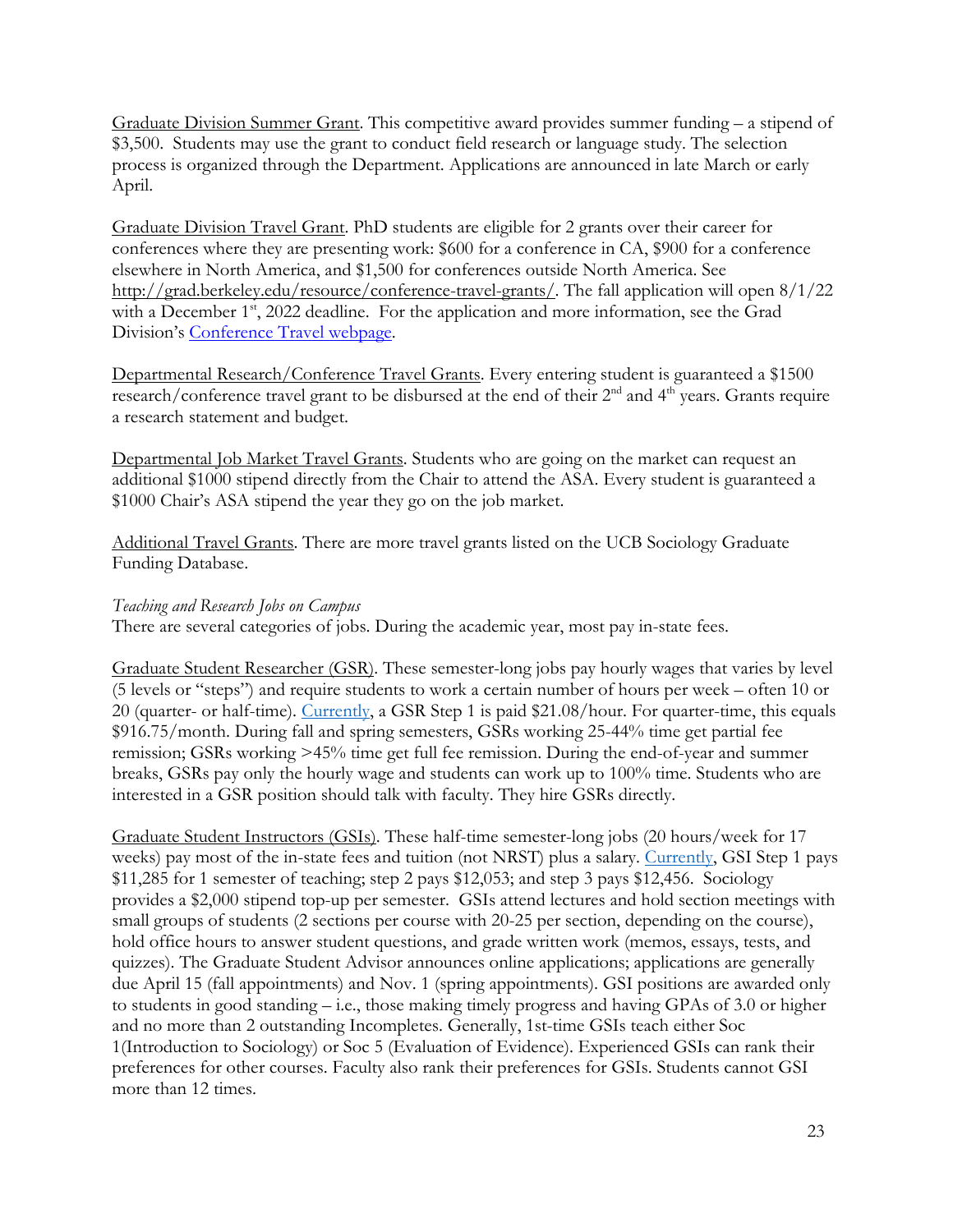Graduate Division Summer Grant. This competitive award provides summer funding – a stipend of $3,500. Students may use the grant to conduct field research or language study. The selection process is organized through the Department. Applications are announced in late March or early April.

Graduate Division Travel Grant. PhD students are eligible for 2 grants over their career for conferences where they are presenting work: $600 for a conference in CA, $900 for a conference elsewhere in North America, and $1,500 for conferences outside North America. See [http://grad.berkeley.edu/resource/conference-travel-grants/](http://grad.berkeley.edu/resource/conference-travel-grants/). The fall application will open 8/1/22 with a December 1st, 2022 deadline. For the application and more information, see the Grad Division's [Conference Travel webpage](#).

Departmental Research/Conference Travel Grants. Every entering student is guaranteed a $1500 research/conference travel grant to be disbursed at the end of their 2nd and 4th years. Grants require a research statement and budget.

Departmental Job Market Travel Grants. Students who are going on the market can request an additional $1000 stipend directly from the Chair to attend the ASA. Every student is guaranteed a $1000 Chair's ASA stipend the year they go on the job market.

Additional Travel Grants. There are more travel grants listed on the UCB Sociology Graduate Funding Database.

*Teaching and Research Jobs on Campus*

There are several categories of jobs. During the academic year, most pay in-state fees.

Graduate Student Researcher (GSR). These semester-long jobs pay hourly wages that varies by level (5 levels or "steps") and require students to work a certain number of hours per week – often 10 or 20 (quarter- or half-time). [Currently](#), a GSR Step 1 is paid $21.08/hour. For quarter-time, this equals $916.75/month. During fall and spring semesters, GSRs working 25-44% time get partial fee remission; GSRs working >45% time get full fee remission. During the end-of-year and summer breaks, GSRs pay only the hourly wage and students can work up to 100% time. Students who are interested in a GSR position should talk with faculty. They hire GSRs directly.

Graduate Student Instructors (GSIs). These half-time semester-long jobs (20 hours/week for 17 weeks) pay most of the in-state fees and tuition (not NRST) plus a salary. [Currently](#), GSI Step 1 pays $11,285 for 1 semester of teaching; step 2 pays $12,053; and step 3 pays $12,456. Sociology provides a $2,000 stipend top-up per semester. GSIs attend lectures and hold section meetings with small groups of students (2 sections per course with 20-25 per section, depending on the course), hold office hours to answer student questions, and grade written work (memos, essays, tests, and quizzes). The Graduate Student Advisor announces online applications; applications are generally due April 15 (fall appointments) and Nov. 1 (spring appointments). GSI positions are awarded only to students in good standing – i.e., those making timely progress and having GPAs of 3.0 or higher and no more than 2 outstanding Incompletes. Generally, 1st-time GSIs teach either Soc 1(Introduction to Sociology) or Soc 5 (Evaluation of Evidence). Experienced GSIs can rank their preferences for other courses. Faculty also rank their preferences for GSIs. Students cannot GSI more than 12 times.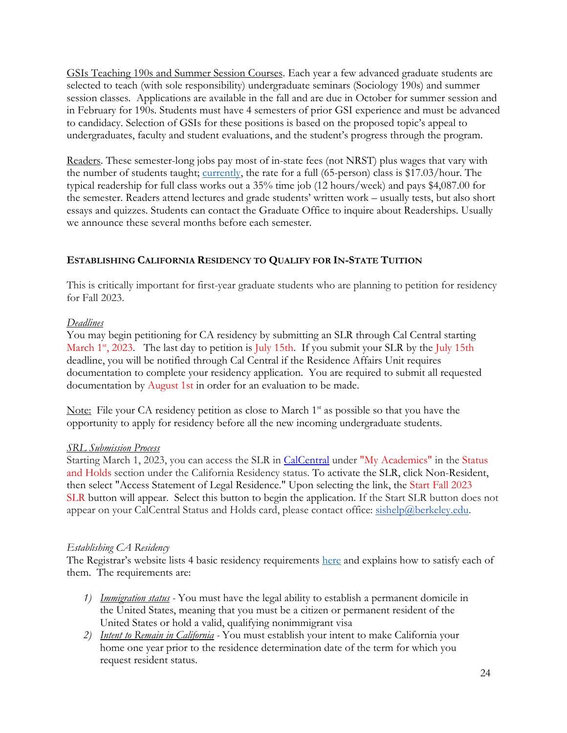<u>GSIs Teaching 190s and Summer Session Courses</u>. Each year a few advanced graduate students are selected to teach (with sole responsibility) undergraduate seminars (Sociology 190s) and summer session classes. Applications are available in the fall and are due in October for summer session and in February for 190s. Students must have 4 semesters of prior GSI experience and must be advanced to candidacy. Selection of GSIs for these positions is based on the proposed topic's appeal to undergraduates, faculty and student evaluations, and the student's progress through the program.

<u>Readers</u>. These semester-long jobs pay most of in-state fees (not NRST) plus wages that vary with the number of students taught; currently, the rate for a full (65-person) class is $17.03/hour. The typical readership for full class works out a 35% time job (12 hours/week) and pays $4,087.00 for the semester. Readers attend lectures and grade students' written work – usually tests, but also short essays and quizzes. Students can contact the Graduate Office to inquire about Readerships. Usually we announce these several months before each semester.

### ESTABLISHING CALIFORNIA RESIDENCY TO QUALIFY FOR IN-STATE TUITION

This is critically important for first-year graduate students who are planning to petition for residency for Fall 2023.

*<u>Deadlines</u>*

You may begin petitioning for CA residency by submitting an SLR through Cal Central starting March 1st, 2023. The last day to petition is July 15th. If you submit your SLR by the July 15th deadline, you will be notified through Cal Central if the Residence Affairs Unit requires documentation to complete your residency application. You are required to submit all requested documentation by August 1st in order for an evaluation to be made.

<u>Note:</u> File your CA residency petition as close to March 1st as possible so that you have the opportunity to apply for residency before all the new incoming undergraduate students.

*<u>SRL Submission Process</u>*

Starting March 1, 2023, you can access the SLR in CalCentral under "My Academics" in the Status and Holds section under the California Residency status. To activate the SLR, click Non-Resident, then select "Access Statement of Legal Residence." Upon selecting the link, the Start Fall 2023 SLR button will appear. Select this button to begin the application. If the Start SLR button does not appear on your CalCentral Status and Holds card, please contact office: sishelp@berkeley.edu.

*Establishing CA Residency*

The Registrar's website lists 4 basic residency requirements here and explains how to satisfy each of them. The requirements are:

1) *<u>Immigration status</u>* - You must have the legal ability to establish a permanent domicile in the United States, meaning that you must be a citizen or permanent resident of the United States or hold a valid, qualifying nonimmigrant visa
2) *<u>Intent to Remain in California</u>* - You must establish your intent to make California your home one year prior to the residence determination date of the term for which you request resident status.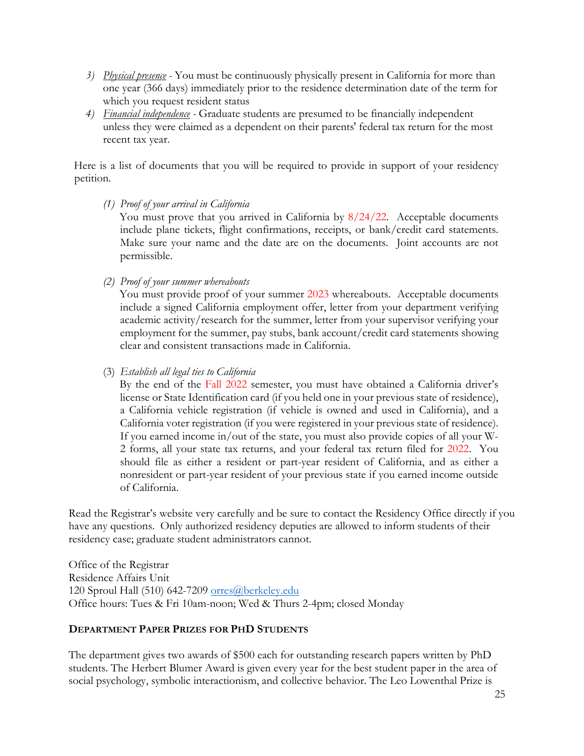3) *Physical presence* - You must be continuously physically present in California for more than one year (366 days) immediately prior to the residence determination date of the term for which you request resident status
4) *Financial independence* - Graduate students are presumed to be financially independent unless they were claimed as a dependent on their parents' federal tax return for the most recent tax year.

Here is a list of documents that you will be required to provide in support of your residency petition.

(1) *Proof of your arrival in California*
You must prove that you arrived in California by 8/24/22. Acceptable documents include plane tickets, flight confirmations, receipts, or bank/credit card statements. Make sure your name and the date are on the documents. Joint accounts are not permissible.

(2) *Proof of your summer whereabouts*
You must provide proof of your summer 2023 whereabouts. Acceptable documents include a signed California employment offer, letter from your department verifying academic activity/research for the summer, letter from your supervisor verifying your employment for the summer, pay stubs, bank account/credit card statements showing clear and consistent transactions made in California.

(3) *Establish all legal ties to California*
By the end of the Fall 2022 semester, you must have obtained a California driver's license or State Identification card (if you held one in your previous state of residence), a California vehicle registration (if vehicle is owned and used in California), and a California voter registration (if you were registered in your previous state of residence). If you earned income in/out of the state, you must also provide copies of all your W-2 forms, all your state tax returns, and your federal tax return filed for 2022. You should file as either a resident or part-year resident of California, and as either a nonresident or part-year resident of your previous state if you earned income outside of California.

Read the Registrar's website very carefully and be sure to contact the Residency Office directly if you have any questions. Only authorized residency deputies are allowed to inform students of their residency case; graduate student administrators cannot.

Office of the Registrar
Residence Affairs Unit
120 Sproul Hall (510) 642-7209 orres@berkeley.edu
Office hours: Tues & Fri 10am-noon; Wed & Thurs 2-4pm; closed Monday

## Department Paper Prizes for PhD Students

The department gives two awards of $500 each for outstanding research papers written by PhD students. The Herbert Blumer Award is given every year for the best student paper in the area of social psychology, symbolic interactionism, and collective behavior. The Leo Lowenthal Prize is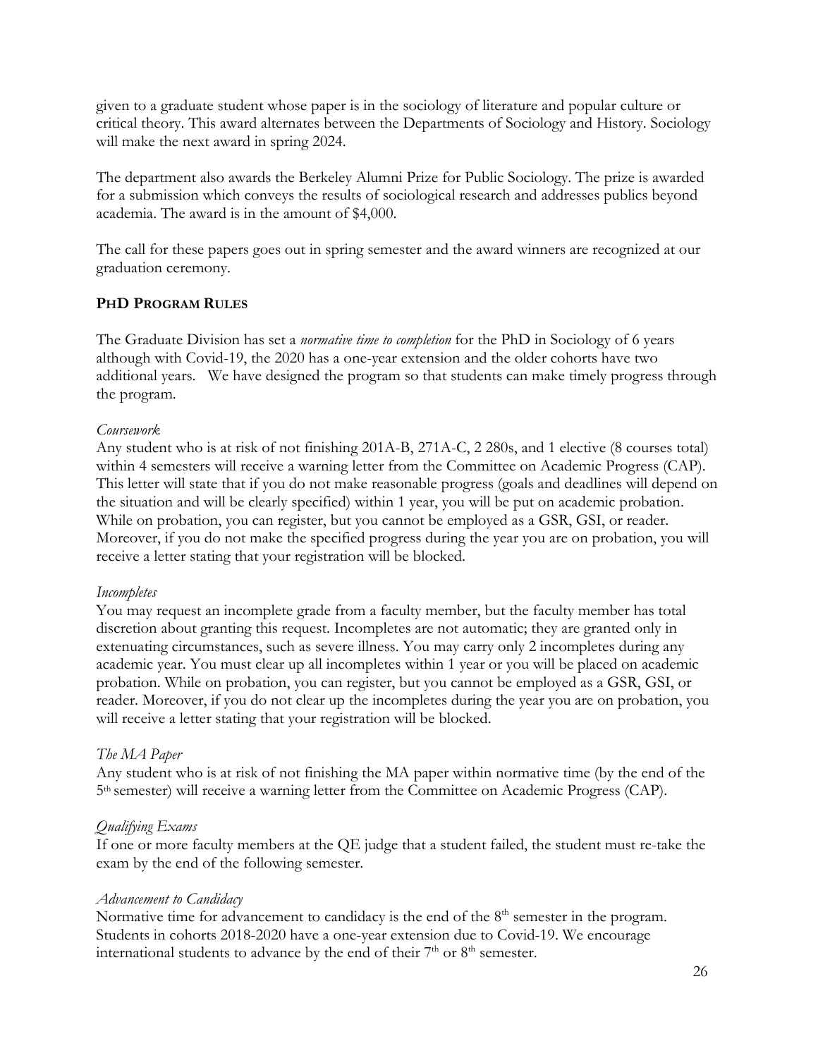given to a graduate student whose paper is in the sociology of literature and popular culture or critical theory. This award alternates between the Departments of Sociology and History. Sociology will make the next award in spring 2024.

The department also awards the Berkeley Alumni Prize for Public Sociology. The prize is awarded for a submission which conveys the results of sociological research and addresses publics beyond academia. The award is in the amount of $4,000.

The call for these papers goes out in spring semester and the award winners are recognized at our graduation ceremony.

## PHD PROGRAM RULES

The Graduate Division has set a *normative time to completion* for the PhD in Sociology of 6 years although with Covid-19, the 2020 has a one-year extension and the older cohorts have two additional years. We have designed the program so that students can make timely progress through the program.

*Coursework*

Any student who is at risk of not finishing 201A-B, 271A-C, 2 280s, and 1 elective (8 courses total) within 4 semesters will receive a warning letter from the Committee on Academic Progress (CAP). This letter will state that if you do not make reasonable progress (goals and deadlines will depend on the situation and will be clearly specified) within 1 year, you will be put on academic probation. While on probation, you can register, but you cannot be employed as a GSR, GSI, or reader. Moreover, if you do not make the specified progress during the year you are on probation, you will receive a letter stating that your registration will be blocked.

*Incompletes*

You may request an incomplete grade from a faculty member, but the faculty member has total discretion about granting this request. Incompletes are not automatic; they are granted only in extenuating circumstances, such as severe illness. You may carry only 2 incompletes during any academic year. You must clear up all incompletes within 1 year or you will be placed on academic probation. While on probation, you can register, but you cannot be employed as a GSR, GSI, or reader. Moreover, if you do not clear up the incompletes during the year you are on probation, you will receive a letter stating that your registration will be blocked.

*The MA Paper*

Any student who is at risk of not finishing the MA paper within normative time (by the end of the 5th semester) will receive a warning letter from the Committee on Academic Progress (CAP).

*Qualifying Exams*

If one or more faculty members at the QE judge that a student failed, the student must re-take the exam by the end of the following semester.

*Advancement to Candidacy*

Normative time for advancement to candidacy is the end of the 8th semester in the program. Students in cohorts 2018-2020 have a one-year extension due to Covid-19. We encourage international students to advance by the end of their 7th or 8th semester.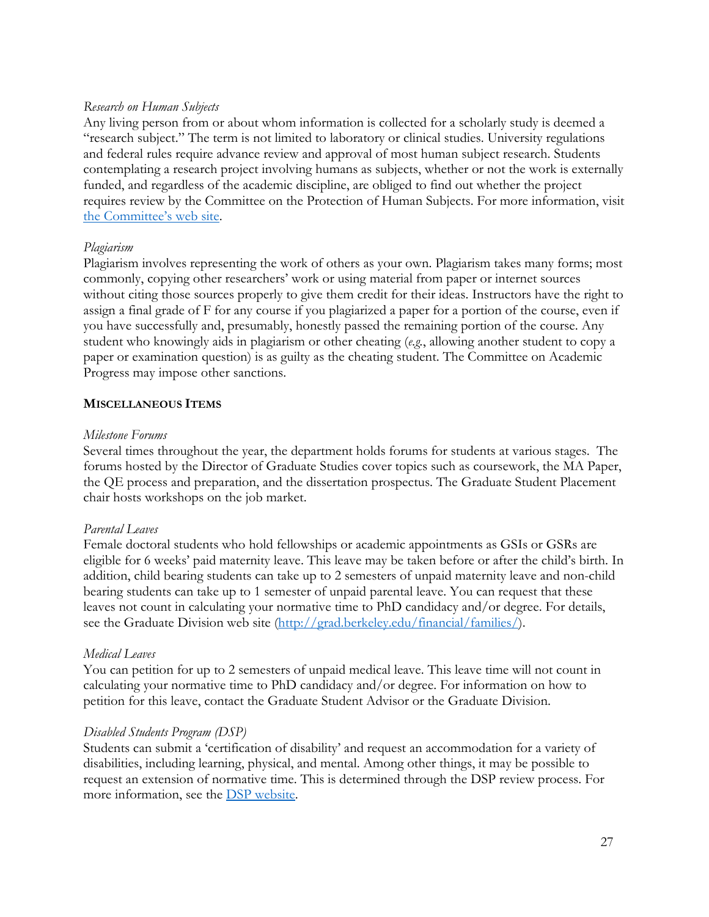*Research on Human Subjects*

Any living person from or about whom information is collected for a scholarly study is deemed a "research subject." The term is not limited to laboratory or clinical studies. University regulations and federal rules require advance review and approval of most human subject research. Students contemplating a research project involving humans as subjects, whether or not the work is externally funded, and regardless of the academic discipline, are obliged to find out whether the project requires review by the Committee on the Protection of Human Subjects. For more information, visit [the Committee's web site](#).

*Plagiarism*

Plagiarism involves representing the work of others as your own. Plagiarism takes many forms; most commonly, copying other researchers' work or using material from paper or internet sources without citing those sources properly to give them credit for their ideas. Instructors have the right to assign a final grade of F for any course if you plagiarized a paper for a portion of the course, even if you have successfully and, presumably, honestly passed the remaining portion of the course. Any student who knowingly aids in plagiarism or other cheating (*e.g.*, allowing another student to copy a paper or examination question) is as guilty as the cheating student. The Committee on Academic Progress may impose other sanctions.

## MISCELLANEOUS ITEMS

*Milestone Forums*

Several times throughout the year, the department holds forums for students at various stages. The forums hosted by the Director of Graduate Studies cover topics such as coursework, the MA Paper, the QE process and preparation, and the dissertation prospectus. The Graduate Student Placement chair hosts workshops on the job market.

*Parental Leaves*

Female doctoral students who hold fellowships or academic appointments as GSIs or GSRs are eligible for 6 weeks' paid maternity leave. This leave may be taken before or after the child's birth. In addition, child bearing students can take up to 2 semesters of unpaid maternity leave and non-child bearing students can take up to 1 semester of unpaid parental leave. You can request that these leaves not count in calculating your normative time to PhD candidacy and/or degree. For details, see the Graduate Division web site (http://grad.berkeley.edu/financial/families/).

*Medical Leaves*

You can petition for up to 2 semesters of unpaid medical leave. This leave time will not count in calculating your normative time to PhD candidacy and/or degree. For information on how to petition for this leave, contact the Graduate Student Advisor or the Graduate Division.

*Disabled Students Program (DSP)*

Students can submit a 'certification of disability' and request an accommodation for a variety of disabilities, including learning, physical, and mental. Among other things, it may be possible to request an extension of normative time. This is determined through the DSP review process. For more information, see the [DSP website](#).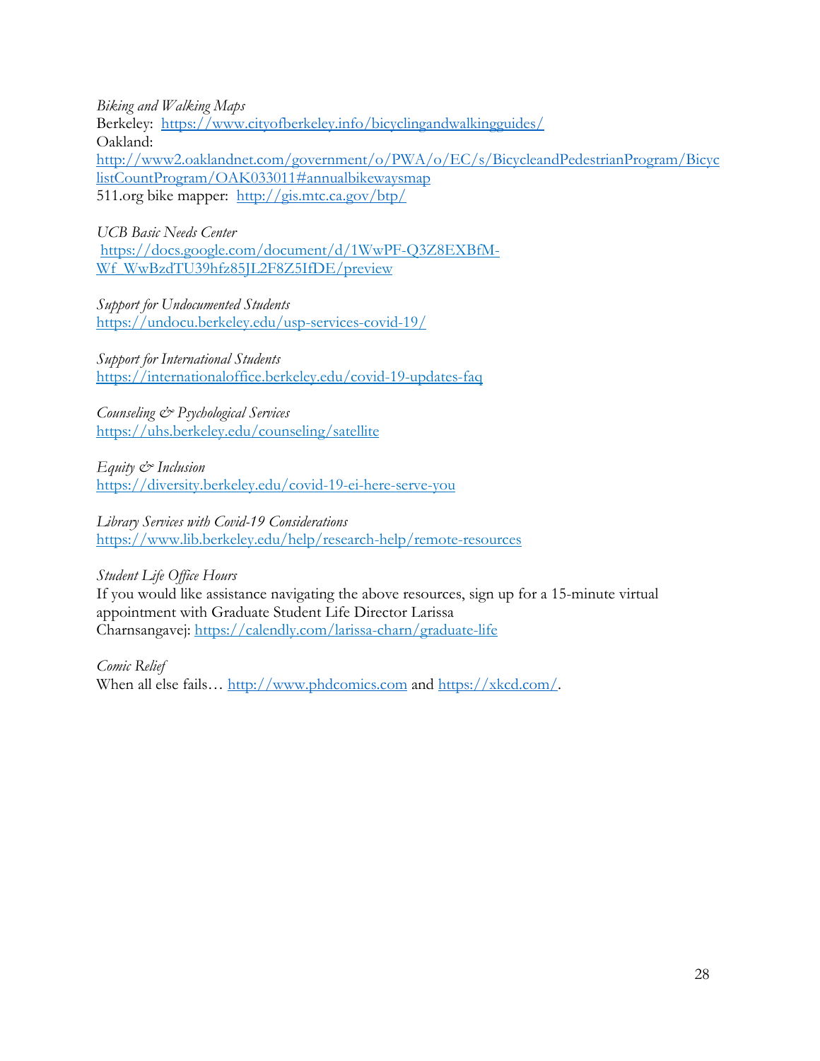*Biking and Walking Maps*
Berkeley: https://www.cityofberkeley.info/bicyclingandwalkingguides/
Oakland:
http://www2.oaklandnet.com/government/o/PWA/o/EC/s/BicycleandPedestrianProgram/BicyclistCountProgram/OAK033011#annualbikewaysmap
511.org bike mapper: http://gis.mtc.ca.gov/btp/

*UCB Basic Needs Center*
https://docs.google.com/document/d/1WwPF-Q3Z8EXBfM-Wf_WwBzdTU39hfz85JL2F8Z5IfDE/preview

*Support for Undocumented Students*
https://undocu.berkeley.edu/usp-services-covid-19/

*Support for International Students*
https://internationaloffice.berkeley.edu/covid-19-updates-faq

*Counseling & Psychological Services*
https://uhs.berkeley.edu/counseling/satellite

*Equity & Inclusion*
https://diversity.berkeley.edu/covid-19-ei-here-serve-you

*Library Services with Covid-19 Considerations*
https://www.lib.berkeley.edu/help/research-help/remote-resources

*Student Life Office Hours*
If you would like assistance navigating the above resources, sign up for a 15-minute virtual appointment with Graduate Student Life Director Larissa Charnsangavej: https://calendly.com/larissa-charn/graduate-life

*Comic Relief*
When all else fails… http://www.phdcomics.com and https://xkcd.com/.